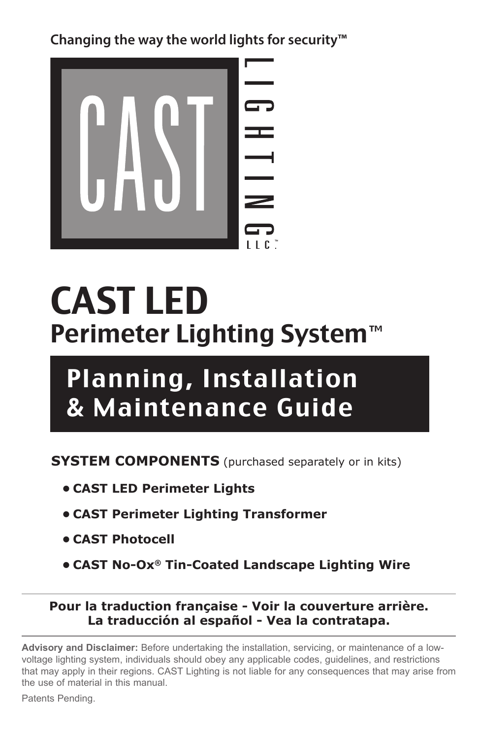**Changing the way the world lights for security™**

CAST LIGHTING LLC™

# CAST LED
## Perimeter Lighting System™

## Planning, Installation & Maintenance Guide

**SYSTEM COMPONENTS** (purchased separately or in kits)

- **CAST LED Perimeter Lights**
- **CAST Perimeter Lighting Transformer**
- **CAST Photocell**
- **CAST No-Ox® Tin-Coated Landscape Lighting Wire**

---

**Pour la traduction française - Voir la couverture arrière.**
**La traducción al español - Vea la contratapa.**

---

**Advisory and Disclaimer:** Before undertaking the installation, servicing, or maintenance of a low-voltage lighting system, individuals should obey any applicable codes, guidelines, and restrictions that may apply in their regions. CAST Lighting is not liable for any consequences that may arise from the use of material in this manual.

Patents Pending.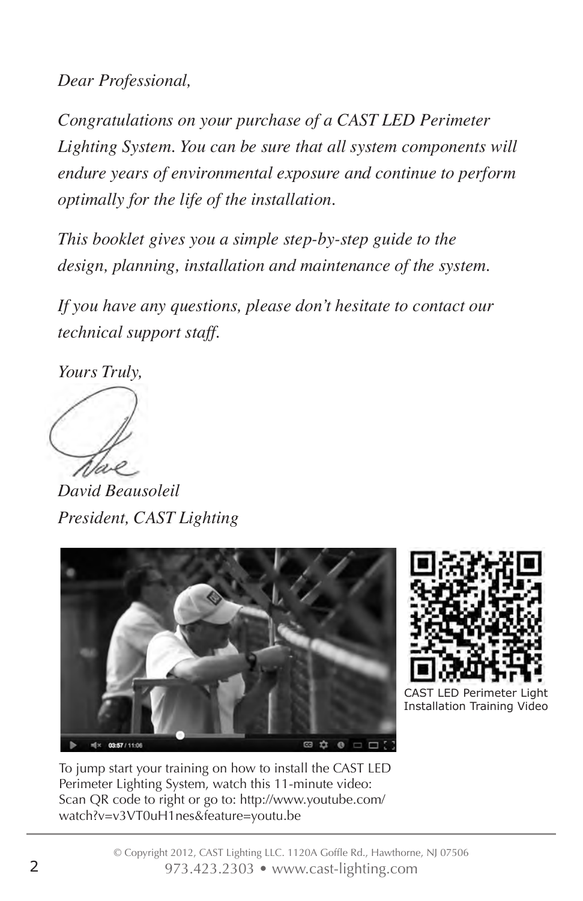*Dear Professional,*

*Congratulations on your purchase of a CAST LED Perimeter Lighting System. You can be sure that all system components will endure years of environmental exposure and continue to perform optimally for the life of the installation.*

*This booklet gives you a simple step-by-step guide to the design, planning, installation and maintenance of the system.*

*If you have any questions, please don't hesitate to contact our technical support staff.*

*Yours Truly,*

*David Beausoleil*
*President, CAST Lighting*

CAST LED Perimeter Light Installation Training Video

To jump start your training on how to install the CAST LED Perimeter Lighting System, watch this 11-minute video: Scan QR code to right or go to: http://www.youtube.com/watch?v=v3VT0uH1nes&feature=youtu.be

© Copyright 2012, CAST Lighting LLC. 1120A Goffle Rd., Hawthorne, NJ 07506
973.423.2303 • www.cast-lighting.com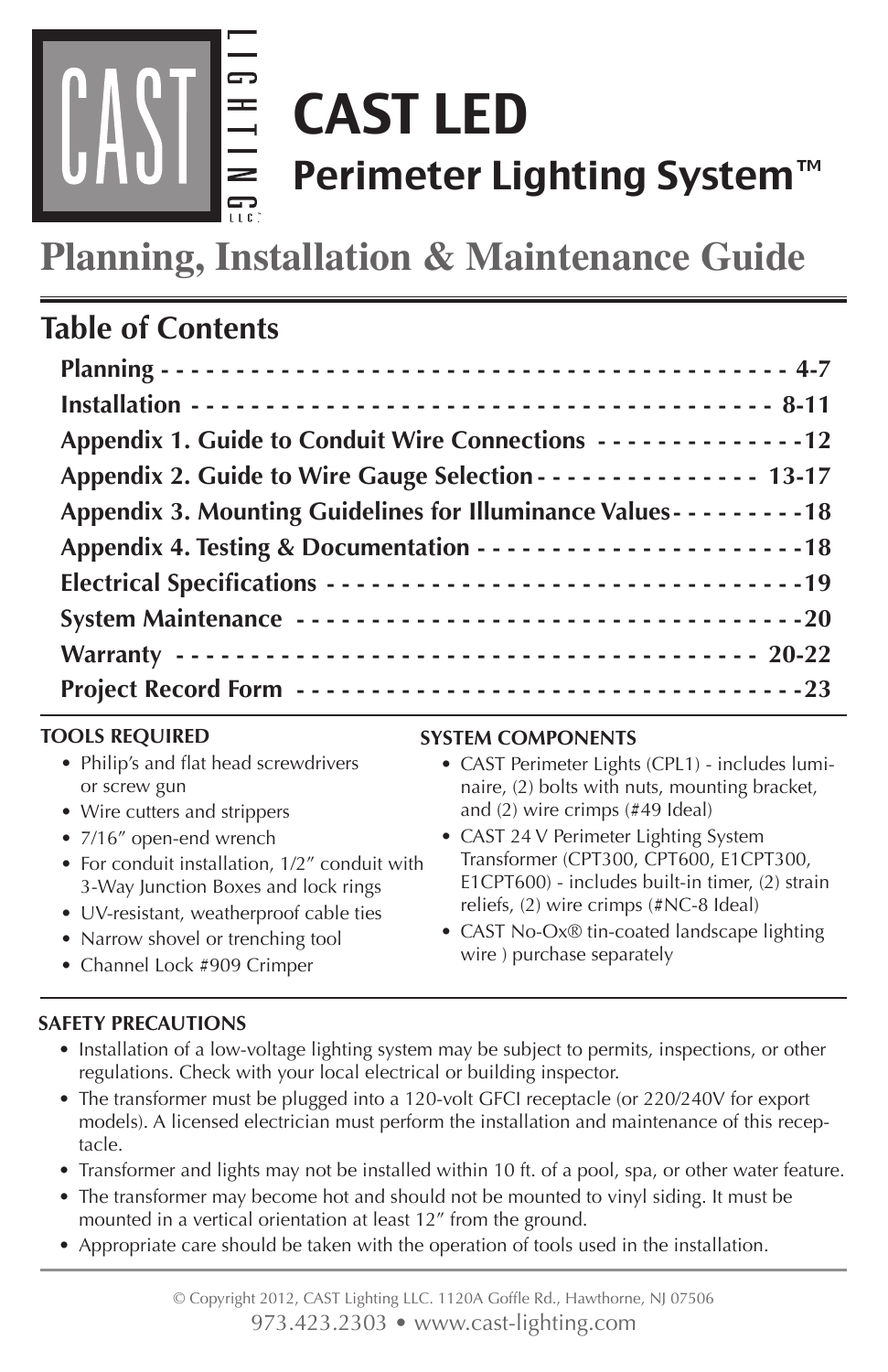# CAST LED

## Perimeter Lighting System™

## Planning, Installation & Maintenance Guide

### Table of Contents

| Section | Page |
|---|---|
| **Planning** | **4-7** |
| **Installation** | **8-11** |
| **Appendix 1. Guide to Conduit Wire Connections** | **12** |
| **Appendix 2. Guide to Wire Gauge Selection** | **13-17** |
| **Appendix 3. Mounting Guidelines for Illuminance Values** | **18** |
| **Appendix 4. Testing & Documentation** | **18** |
| **Electrical Specifications** | **19** |
| **System Maintenance** | **20** |
| **Warranty** | **20-22** |
| **Project Record Form** | **23** |

**TOOLS REQUIRED**

- Philip's and flat head screwdrivers or screw gun
- Wire cutters and strippers
- 7/16″ open-end wrench
- For conduit installation, 1/2″ conduit with 3-Way Junction Boxes and lock rings
- UV-resistant, weatherproof cable ties
- Narrow shovel or trenching tool
- Channel Lock #909 Crimper

**SYSTEM COMPONENTS**

- CAST Perimeter Lights (CPL1) - includes luminaire, (2) bolts with nuts, mounting bracket, and (2) wire crimps (#49 Ideal)
- CAST 24 V Perimeter Lighting System Transformer (CPT300, CPT600, E1CPT300, E1CPT600) - includes built-in timer, (2) strain reliefs, (2) wire crimps (#NC-8 Ideal)
- CAST No-Ox® tin-coated landscape lighting wire ) purchase separately

**SAFETY PRECAUTIONS**

- Installation of a low-voltage lighting system may be subject to permits, inspections, or other regulations. Check with your local electrical or building inspector.
- The transformer must be plugged into a 120-volt GFCI receptacle (or 220/240V for export models). A licensed electrician must perform the installation and maintenance of this receptacle.
- Transformer and lights may not be installed within 10 ft. of a pool, spa, or other water feature.
- The transformer may become hot and should not be mounted to vinyl siding. It must be mounted in a vertical orientation at least 12″ from the ground.
- Appropriate care should be taken with the operation of tools used in the installation.

© Copyright 2012, CAST Lighting LLC. 1120A Goffle Rd., Hawthorne, NJ 07506
973.423.2303 • www.cast-lighting.com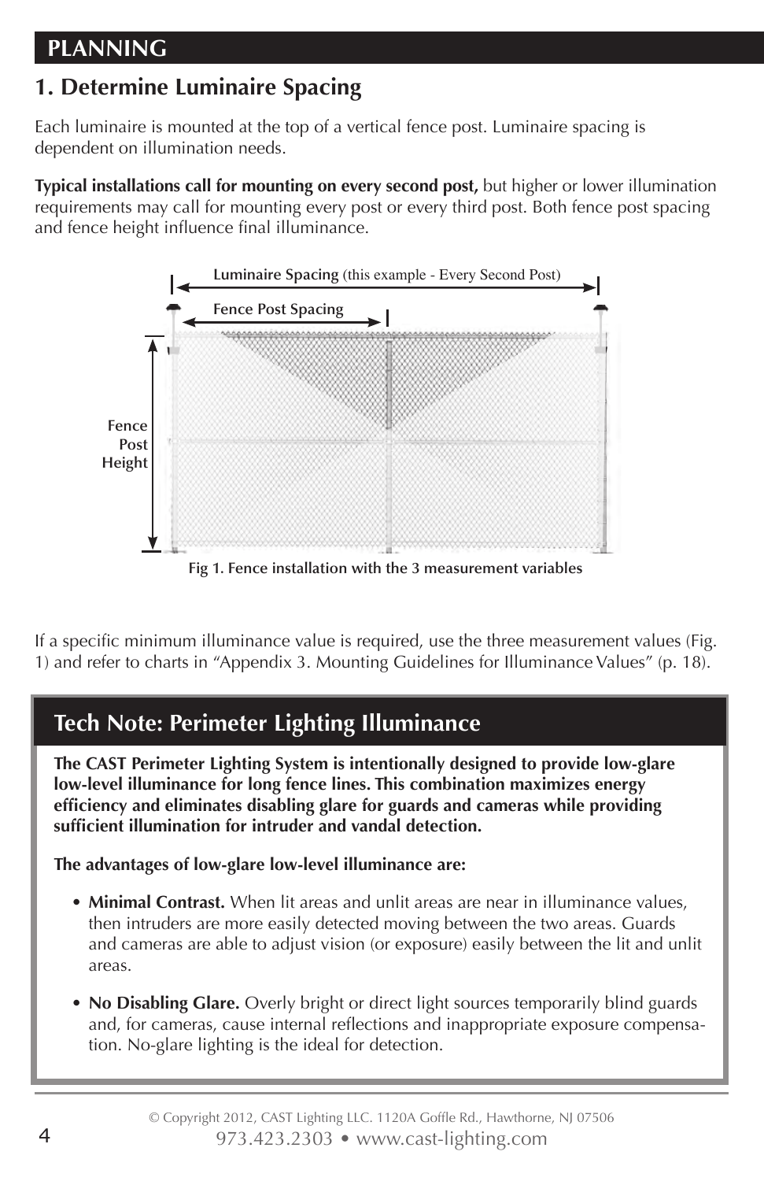# PLANNING

## 1. Determine Luminaire Spacing

Each luminaire is mounted at the top of a vertical fence post. Luminaire spacing is dependent on illumination needs.

**Typical installations call for mounting on every second post,** but higher or lower illumination requirements may call for mounting every post or every third post. Both fence post spacing and fence height influence final illuminance.

Luminaire Spacing (this example - Every Second Post)

Fence Post Spacing

Fence Post Height

Fig 1. Fence installation with the 3 measurement variables

If a specific minimum illuminance value is required, use the three measurement values (Fig. 1) and refer to charts in "Appendix 3. Mounting Guidelines for Illuminance Values" (p. 18).

## Tech Note: Perimeter Lighting Illuminance

**The CAST Perimeter Lighting System is intentionally designed to provide low-glare low-level illuminance for long fence lines. This combination maximizes energy efficiency and eliminates disabling glare for guards and cameras while providing sufficient illumination for intruder and vandal detection.**

**The advantages of low-glare low-level illuminance are:**

- **Minimal Contrast.** When lit areas and unlit areas are near in illuminance values, then intruders are more easily detected moving between the two areas. Guards and cameras are able to adjust vision (or exposure) easily between the lit and unlit areas.
- **No Disabling Glare.** Overly bright or direct light sources temporarily blind guards and, for cameras, cause internal reflections and inappropriate exposure compensation. No-glare lighting is the ideal for detection.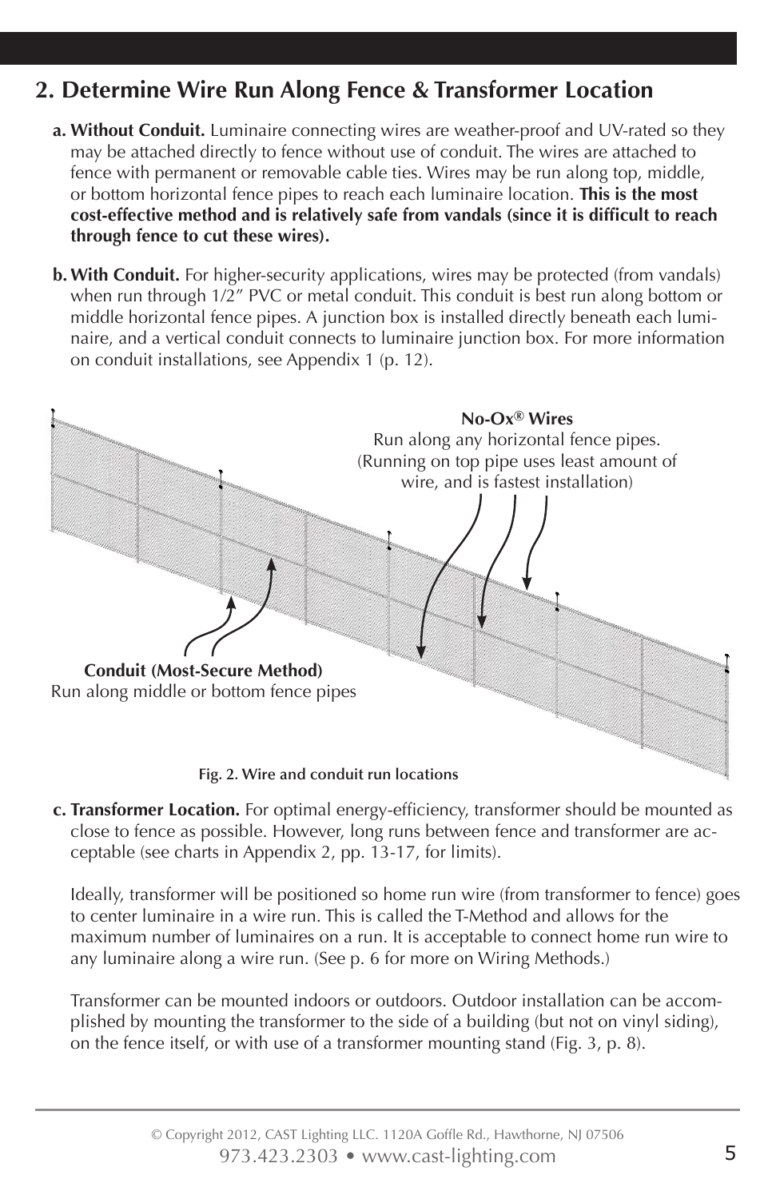## 2. Determine Wire Run Along Fence & Transformer Location

a. **Without Conduit.** Luminaire connecting wires are weather-proof and UV-rated so they may be attached directly to fence without use of conduit. The wires are attached to fence with permanent or removable cable ties. Wires may be run along top, middle, or bottom horizontal fence pipes to reach each luminaire location. **This is the most cost-effective method and is relatively safe from vandals (since it is difficult to reach through fence to cut these wires).**

b. **With Conduit.** For higher-security applications, wires may be protected (from vandals) when run through 1/2" PVC or metal conduit. This conduit is best run along bottom or middle horizontal fence pipes. A junction box is installed directly beneath each luminaire, and a vertical conduit connects to luminaire junction box. For more information on conduit installations, see Appendix 1 (p. 12).

**No-Ox® Wires**
Run along any horizontal fence pipes. (Running on top pipe uses least amount of wire, and is fastest installation)

**Conduit (Most-Secure Method)**
Run along middle or bottom fence pipes

Fig. 2. Wire and conduit run locations

c. **Transformer Location.** For optimal energy-efficiency, transformer should be mounted as close to fence as possible. However, long runs between fence and transformer are acceptable (see charts in Appendix 2, pp. 13-17, for limits).

Ideally, transformer will be positioned so home run wire (from transformer to fence) goes to center luminaire in a wire run. This is called the T-Method and allows for the maximum number of luminaires on a run. It is acceptable to connect home run wire to any luminaire along a wire run. (See p. 6 for more on Wiring Methods.)

Transformer can be mounted indoors or outdoors. Outdoor installation can be accomplished by mounting the transformer to the side of a building (but not on vinyl siding), on the fence itself, or with use of a transformer mounting stand (Fig. 3, p. 8).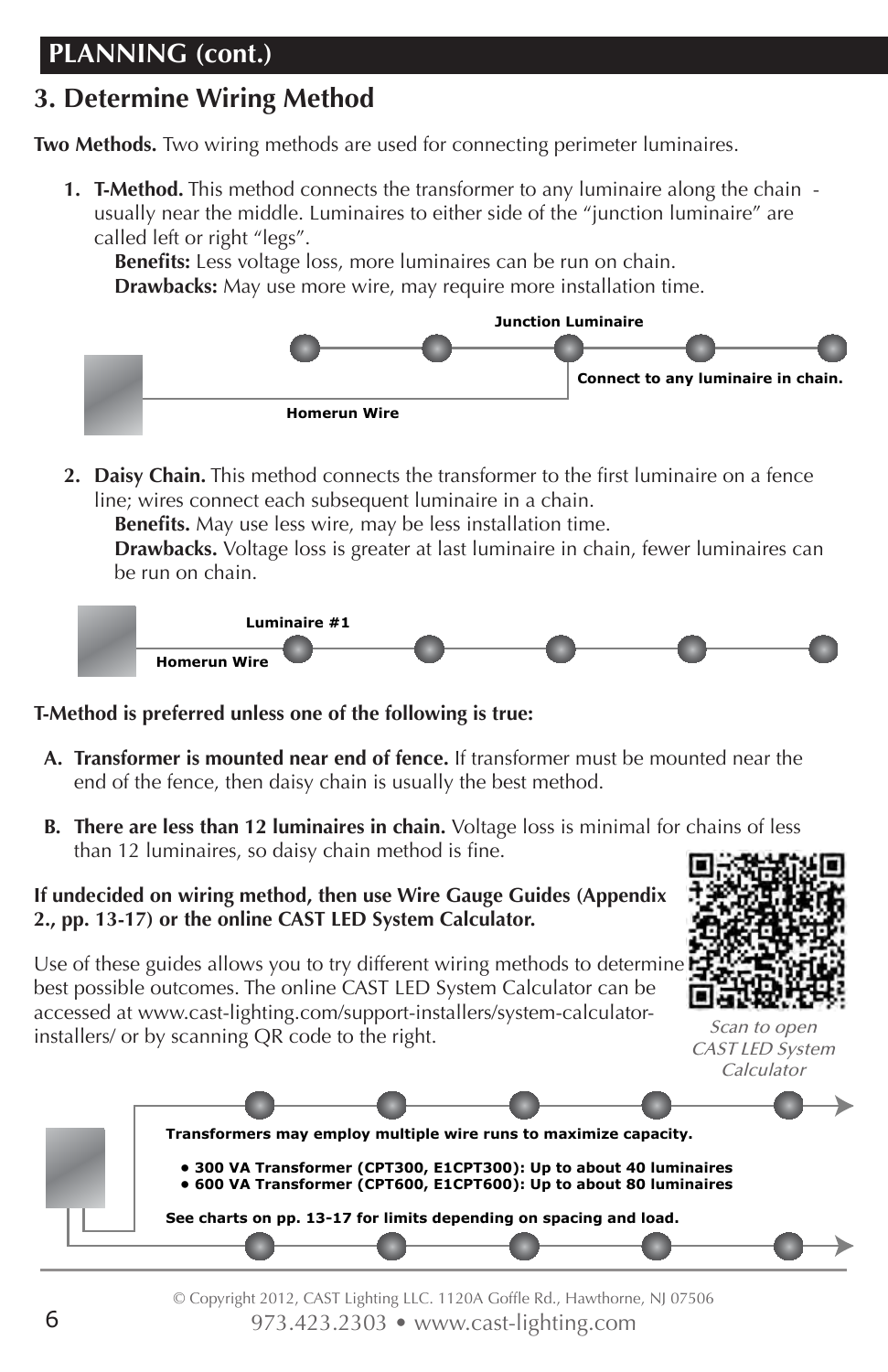## PLANNING (cont.)

### 3. Determine Wiring Method

**Two Methods.** Two wiring methods are used for connecting perimeter luminaires.

1. **T-Method.** This method connects the transformer to any luminaire along the chain - usually near the middle. Luminaires to either side of the "junction luminaire" are called left or right "legs".
   **Benefits:** Less voltage loss, more luminaires can be run on chain.
   **Drawbacks:** May use more wire, may require more installation time.

Junction Luminaire

Connect to any luminaire in chain.

Homerun Wire

2. **Daisy Chain.** This method connects the transformer to the first luminaire on a fence line; wires connect each subsequent luminaire in a chain.
   **Benefits.** May use less wire, may be less installation time.
   **Drawbacks.** Voltage loss is greater at last luminaire in chain, fewer luminaires can be run on chain.

Luminaire #1

Homerun Wire

**T-Method is preferred unless one of the following is true:**

A. **Transformer is mounted near end of fence.** If transformer must be mounted near the end of the fence, then daisy chain is usually the best method.

B. **There are less than 12 luminaires in chain.** Voltage loss is minimal for chains of less than 12 luminaires, so daisy chain method is fine.

**If undecided on wiring method, then use Wire Gauge Guides (Appendix 2., pp. 13-17) or the online CAST LED System Calculator.**

Use of these guides allows you to try different wiring methods to determine best possible outcomes. The online CAST LED System Calculator can be accessed at www.cast-lighting.com/support-installers/system-calculator-installers/ or by scanning QR code to the right.

*Scan to open CAST LED System Calculator*

**Transformers may employ multiple wire runs to maximize capacity.**

- **300 VA Transformer (CPT300, E1CPT300): Up to about 40 luminaires**
- **600 VA Transformer (CPT600, E1CPT600): Up to about 80 luminaires**

**See charts on pp. 13-17 for limits depending on spacing and load.**

© Copyright 2012, CAST Lighting LLC. 1120A Goffle Rd., Hawthorne, NJ 07506
973.423.2303 • www.cast-lighting.com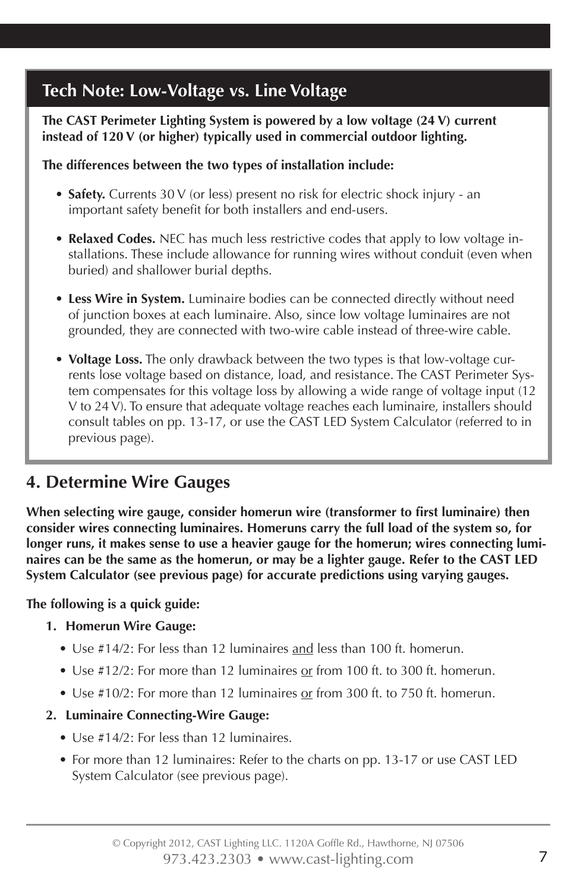## Tech Note: Low-Voltage vs. Line Voltage

**The CAST Perimeter Lighting System is powered by a low voltage (24 V) current instead of 120 V (or higher) typically used in commercial outdoor lighting.**

**The differences between the two types of installation include:**

- **Safety.** Currents 30 V (or less) present no risk for electric shock injury - an important safety benefit for both installers and end-users.
- **Relaxed Codes.** NEC has much less restrictive codes that apply to low voltage installations. These include allowance for running wires without conduit (even when buried) and shallower burial depths.
- **Less Wire in System.** Luminaire bodies can be connected directly without need of junction boxes at each luminaire. Also, since low voltage luminaires are not grounded, they are connected with two-wire cable instead of three-wire cable.
- **Voltage Loss.** The only drawback between the two types is that low-voltage currents lose voltage based on distance, load, and resistance. The CAST Perimeter System compensates for this voltage loss by allowing a wide range of voltage input (12 V to 24 V). To ensure that adequate voltage reaches each luminaire, installers should consult tables on pp. 13-17, or use the CAST LED System Calculator (referred to in previous page).

## 4. Determine Wire Gauges

**When selecting wire gauge, consider homerun wire (transformer to first luminaire) then consider wires connecting luminaires. Homeruns carry the full load of the system so, for longer runs, it makes sense to use a heavier gauge for the homerun; wires connecting luminaires can be the same as the homerun, or may be a lighter gauge. Refer to the CAST LED System Calculator (see previous page) for accurate predictions using varying gauges.**

**The following is a quick guide:**

1. **Homerun Wire Gauge:**
   - Use #14/2: For less than 12 luminaires <u>and</u> less than 100 ft. homerun.
   - Use #12/2: For more than 12 luminaires <u>or</u> from 100 ft. to 300 ft. homerun.
   - Use #10/2: For more than 12 luminaires <u>or</u> from 300 ft. to 750 ft. homerun.
2. **Luminaire Connecting-Wire Gauge:**
   - Use #14/2: For less than 12 luminaires.
   - For more than 12 luminaires: Refer to the charts on pp. 13-17 or use CAST LED System Calculator (see previous page).

© Copyright 2012, CAST Lighting LLC. 1120A Goffle Rd., Hawthorne, NJ 07506
973.423.2303 • www.cast-lighting.com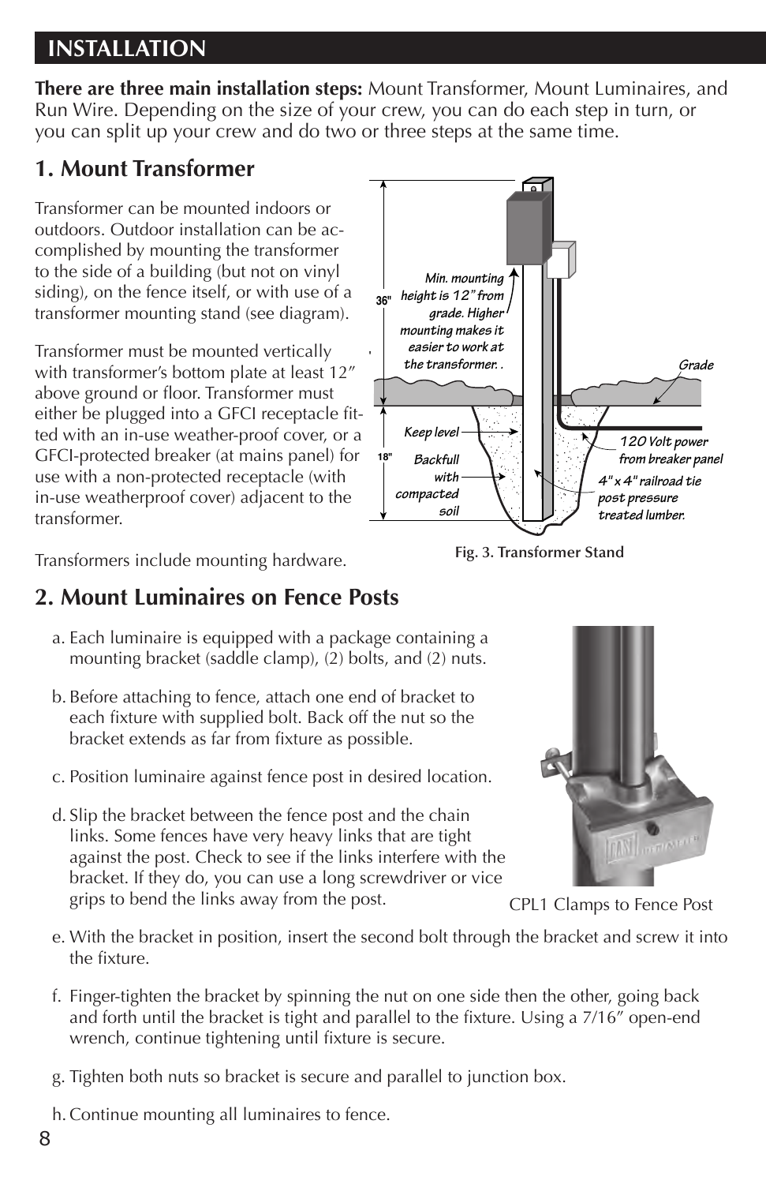## INSTALLATION

**There are three main installation steps:** Mount Transformer, Mount Luminaires, and Run Wire. Depending on the size of your crew, you can do each step in turn, or you can split up your crew and do two or three steps at the same time.

## 1. Mount Transformer

Transformer can be mounted indoors or outdoors. Outdoor installation can be accomplished by mounting the transformer to the side of a building (but not on vinyl siding), on the fence itself, or with use of a transformer mounting stand (see diagram).

Transformer must be mounted vertically with transformer's bottom plate at least 12" above ground or floor. Transformer must either be plugged into a GFCI receptacle fitted with an in-use weather-proof cover, or a GFCI-protected breaker (at mains panel) for use with a non-protected receptacle (with in-use weatherproof cover) adjacent to the transformer.

Transformers include mounting hardware.

Fig. 3. Transformer Stand

## 2. Mount Luminaires on Fence Posts

a. Each luminaire is equipped with a package containing a mounting bracket (saddle clamp), (2) bolts, and (2) nuts.

b. Before attaching to fence, attach one end of bracket to each fixture with supplied bolt. Back off the nut so the bracket extends as far from fixture as possible.

c. Position luminaire against fence post in desired location.

d. Slip the bracket between the fence post and the chain links. Some fences have very heavy links that are tight against the post. Check to see if the links interfere with the bracket. If they do, you can use a long screwdriver or vice grips to bend the links away from the post.

CPL1 Clamps to Fence Post

e. With the bracket in position, insert the second bolt through the bracket and screw it into the fixture.

f. Finger-tighten the bracket by spinning the nut on one side then the other, going back and forth until the bracket is tight and parallel to the fixture. Using a 7/16" open-end wrench, continue tightening until fixture is secure.

g. Tighten both nuts so bracket is secure and parallel to junction box.

h. Continue mounting all luminaires to fence.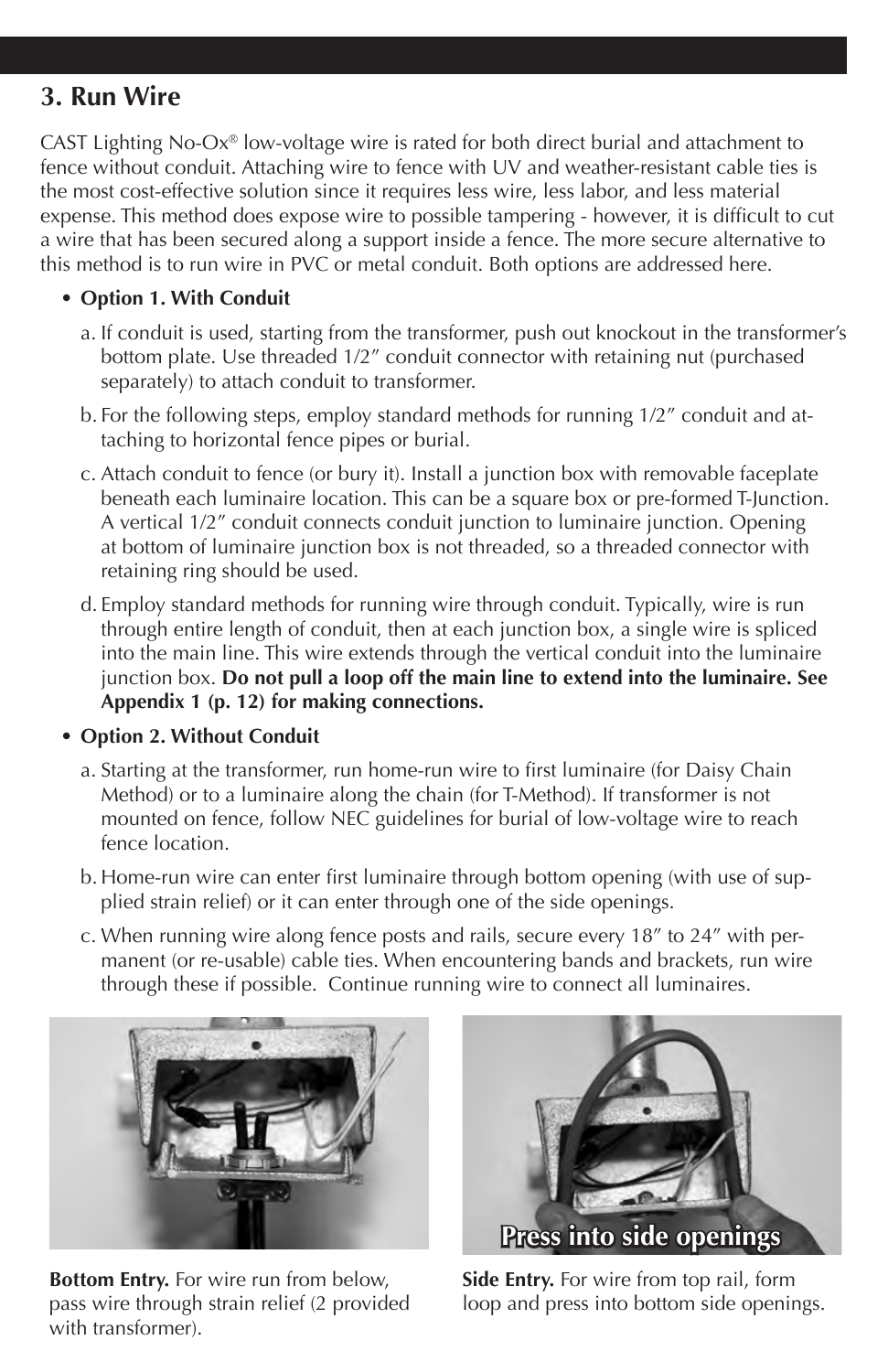## 3. Run Wire

CAST Lighting No-Ox® low-voltage wire is rated for both direct burial and attachment to fence without conduit. Attaching wire to fence with UV and weather-resistant cable ties is the most cost-effective solution since it requires less wire, less labor, and less material expense. This method does expose wire to possible tampering - however, it is difficult to cut a wire that has been secured along a support inside a fence. The more secure alternative to this method is to run wire in PVC or metal conduit. Both options are addressed here.

- **Option 1. With Conduit**

  a. If conduit is used, starting from the transformer, push out knockout in the transformer's bottom plate. Use threaded 1/2″ conduit connector with retaining nut (purchased separately) to attach conduit to transformer.

  b. For the following steps, employ standard methods for running 1/2″ conduit and attaching to horizontal fence pipes or burial.

  c. Attach conduit to fence (or bury it). Install a junction box with removable faceplate beneath each luminaire location. This can be a square box or pre-formed T-Junction. A vertical 1/2″ conduit connects conduit junction to luminaire junction. Opening at bottom of luminaire junction box is not threaded, so a threaded connector with retaining ring should be used.

  d. Employ standard methods for running wire through conduit. Typically, wire is run through entire length of conduit, then at each junction box, a single wire is spliced into the main line. This wire extends through the vertical conduit into the luminaire junction box. **Do not pull a loop off the main line to extend into the luminaire. See Appendix 1 (p. 12) for making connections.**

- **Option 2. Without Conduit**

  a. Starting at the transformer, run home-run wire to first luminaire (for Daisy Chain Method) or to a luminaire along the chain (for T-Method). If transformer is not mounted on fence, follow NEC guidelines for burial of low-voltage wire to reach fence location.

  b. Home-run wire can enter first luminaire through bottom opening (with use of supplied strain relief) or it can enter through one of the side openings.

  c. When running wire along fence posts and rails, secure every 18″ to 24″ with permanent (or re-usable) cable ties. When encountering bands and brackets, run wire through these if possible. Continue running wire to connect all luminaires.

**Bottom Entry.** For wire run from below, pass wire through strain relief (2 provided with transformer).

Press into side openings

**Side Entry.** For wire from top rail, form loop and press into bottom side openings.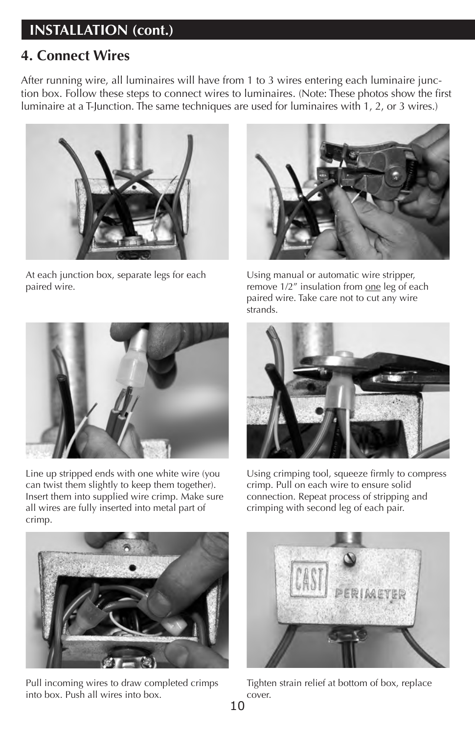## INSTALLATION (cont.)

### 4. Connect Wires

After running wire, all luminaires will have from 1 to 3 wires entering each luminaire junction box. Follow these steps to connect wires to luminaires. (Note: These photos show the first luminaire at a T-Junction. The same techniques are used for luminaires with 1, 2, or 3 wires.)

At each junction box, separate legs for each paired wire.

Using manual or automatic wire stripper, remove 1/2" insulation from one leg of each paired wire. Take care not to cut any wire strands.

Line up stripped ends with one white wire (you can twist them slightly to keep them together). Insert them into supplied wire crimp. Make sure all wires are fully inserted into metal part of crimp.

Using crimping tool, squeeze firmly to compress crimp. Pull on each wire to ensure solid connection. Repeat process of stripping and crimping with second leg of each pair.

Pull incoming wires to draw completed crimps into box. Push all wires into box.

Tighten strain relief at bottom of box, replace cover.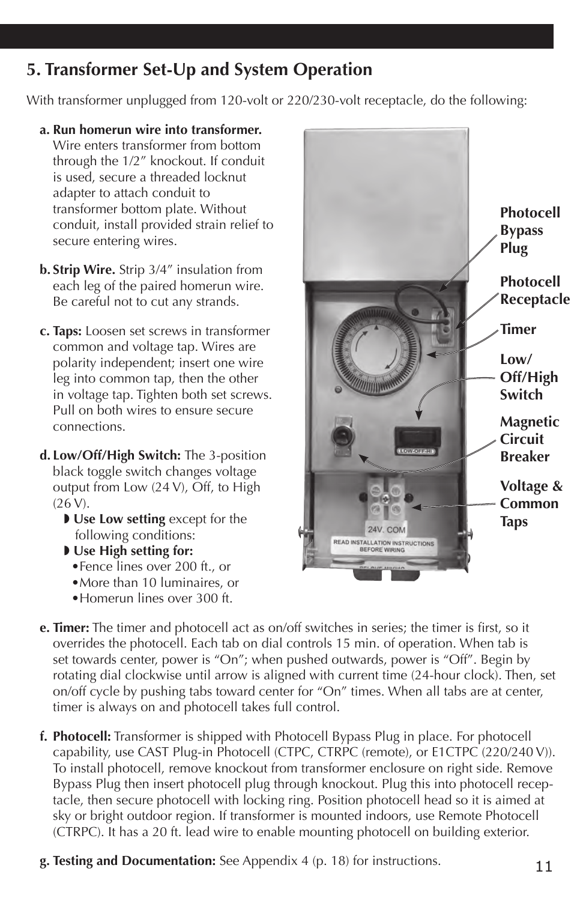## 5. Transformer Set-Up and System Operation

With transformer unplugged from 120-volt or 220/230-volt receptacle, do the following:

a. **Run homerun wire into transformer.** Wire enters transformer from bottom through the 1/2″ knockout. If conduit is used, secure a threaded locknut adapter to attach conduit to transformer bottom plate. Without conduit, install provided strain relief to secure entering wires.

b. **Strip Wire.** Strip 3/4″ insulation from each leg of the paired homerun wire. Be careful not to cut any strands.

c. **Taps:** Loosen set screws in transformer common and voltage tap. Wires are polarity independent; insert one wire leg into common tap, then the other in voltage tap. Tighten both set screws. Pull on both wires to ensure secure connections.

d. **Low/Off/High Switch:** The 3-position black toggle switch changes voltage output from Low (24 V), Off, to High (26 V).
   - **Use Low setting** except for the following conditions:
   - **Use High setting for:**
     - Fence lines over 200 ft., or
     - More than 10 luminaires, or
     - Homerun lines over 300 ft.

Photocell Bypass Plug

Photocell Receptacle

Timer

Low/ Off/High Switch

Magnetic Circuit Breaker

Voltage & Common Taps

e. **Timer:** The timer and photocell act as on/off switches in series; the timer is first, so it overrides the photocell. Each tab on dial controls 15 min. of operation. When tab is set towards center, power is "On"; when pushed outwards, power is "Off". Begin by rotating dial clockwise until arrow is aligned with current time (24-hour clock). Then, set on/off cycle by pushing tabs toward center for "On" times. When all tabs are at center, timer is always on and photocell takes full control.

f. **Photocell:** Transformer is shipped with Photocell Bypass Plug in place. For photocell capability, use CAST Plug-in Photocell (CTPC, CTRPC (remote), or E1CTPC (220/240 V)). To install photocell, remove knockout from transformer enclosure on right side. Remove Bypass Plug then insert photocell plug through knockout. Plug this into photocell receptacle, then secure photocell with locking ring. Position photocell head so it is aimed at sky or bright outdoor region. If transformer is mounted indoors, use Remote Photocell (CTRPC). It has a 20 ft. lead wire to enable mounting photocell on building exterior.

g. **Testing and Documentation:** See Appendix 4 (p. 18) for instructions.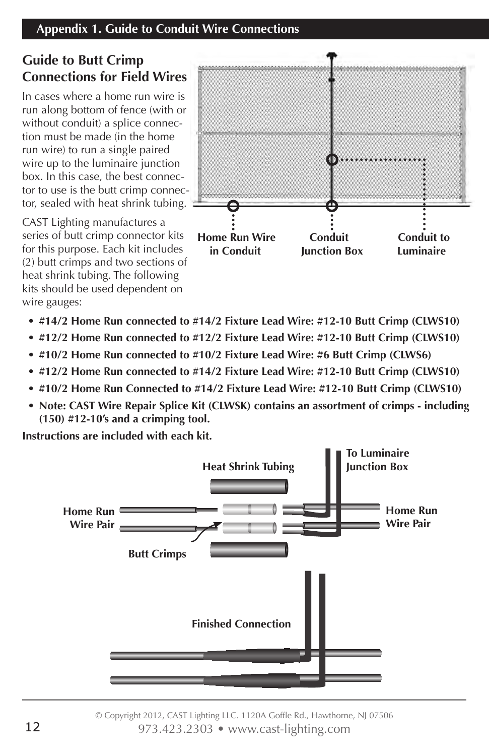## Appendix 1. Guide to Conduit Wire Connections

### Guide to Butt Crimp Connections for Field Wires

In cases where a home run wire is run along bottom of fence (with or without conduit) a splice connection must be made (in the home run wire) to run a single paired wire up to the luminaire junction box. In this case, the best connector to use is the butt crimp connector, sealed with heat shrink tubing.

CAST Lighting manufactures a series of butt crimp connector kits for this purpose. Each kit includes (2) butt crimps and two sections of heat shrink tubing. The following kits should be used dependent on wire gauges:

Home Run Wire in Conduit

Conduit Junction Box

Conduit to Luminaire

- **#14/2 Home Run connected to #14/2 Fixture Lead Wire: #12-10 Butt Crimp (CLWS10)**
- **#12/2 Home Run connected to #12/2 Fixture Lead Wire: #12-10 Butt Crimp (CLWS10)**
- **#10/2 Home Run connected to #10/2 Fixture Lead Wire: #6 Butt Crimp (CLWS6)**
- **#12/2 Home Run connected to #14/2 Fixture Lead Wire: #12-10 Butt Crimp (CLWS10)**
- **#10/2 Home Run Connected to #14/2 Fixture Lead Wire: #12-10 Butt Crimp (CLWS10)**
- **Note: CAST Wire Repair Splice Kit (CLWSK) contains an assortment of crimps - including (150) #12-10's and a crimping tool.**

**Instructions are included with each kit.**

Heat Shrink Tubing

To Luminaire Junction Box

Home Run Wire Pair

Home Run Wire Pair

Butt Crimps

Finished Connection

© Copyright 2012, CAST Lighting LLC. 1120A Goffle Rd., Hawthorne, NJ 07506

973.423.2303 • www.cast-lighting.com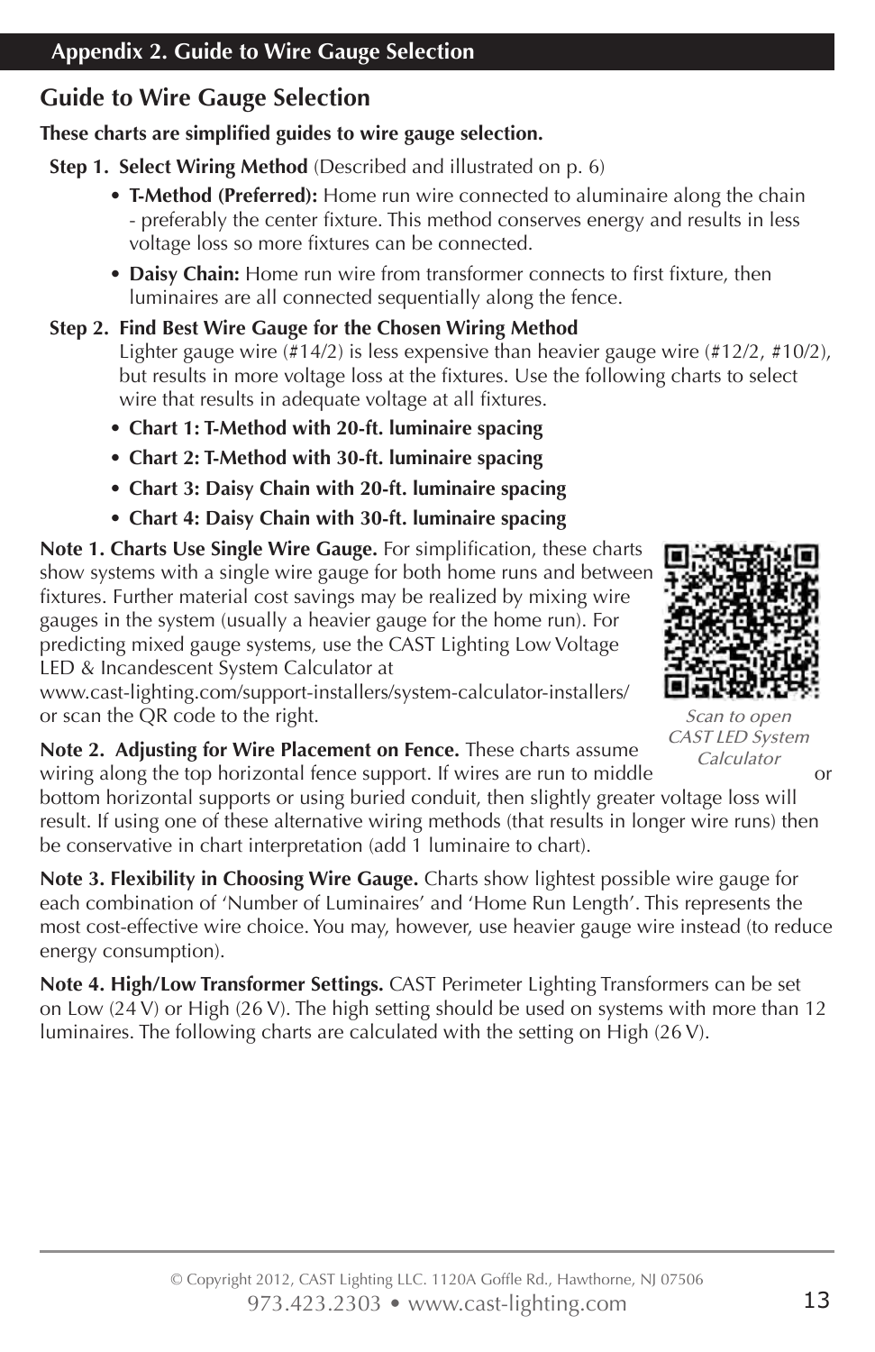## Appendix 2. Guide to Wire Gauge Selection

# Guide to Wire Gauge Selection

**These charts are simplified guides to wire gauge selection.**

**Step 1. Select Wiring Method** (Described and illustrated on p. 6)

- **T-Method (Preferred):** Home run wire connected to aluminaire along the chain - preferably the center fixture. This method conserves energy and results in less voltage loss so more fixtures can be connected.
- **Daisy Chain:** Home run wire from transformer connects to first fixture, then luminaires are all connected sequentially along the fence.

**Step 2. Find Best Wire Gauge for the Chosen Wiring Method**
Lighter gauge wire (#14/2) is less expensive than heavier gauge wire (#12/2, #10/2), but results in more voltage loss at the fixtures. Use the following charts to select wire that results in adequate voltage at all fixtures.

- **Chart 1: T-Method with 20-ft. luminaire spacing**
- **Chart 2: T-Method with 30-ft. luminaire spacing**
- **Chart 3: Daisy Chain with 20-ft. luminaire spacing**
- **Chart 4: Daisy Chain with 30-ft. luminaire spacing**

**Note 1. Charts Use Single Wire Gauge.** For simplification, these charts show systems with a single wire gauge for both home runs and between fixtures. Further material cost savings may be realized by mixing wire gauges in the system (usually a heavier gauge for the home run). For predicting mixed gauge systems, use the CAST Lighting Low Voltage LED & Incandescent System Calculator at www.cast-lighting.com/support-installers/system-calculator-installers/ or scan the QR code to the right.

*Scan to open CAST LED System Calculator*

**Note 2. Adjusting for Wire Placement on Fence.** These charts assume wiring along the top horizontal fence support. If wires are run to middle or bottom horizontal supports or using buried conduit, then slightly greater voltage loss will result. If using one of these alternative wiring methods (that results in longer wire runs) then be conservative in chart interpretation (add 1 luminaire to chart).

**Note 3. Flexibility in Choosing Wire Gauge.** Charts show lightest possible wire gauge for each combination of 'Number of Luminaires' and 'Home Run Length'. This represents the most cost-effective wire choice. You may, however, use heavier gauge wire instead (to reduce energy consumption).

**Note 4. High/Low Transformer Settings.** CAST Perimeter Lighting Transformers can be set on Low (24 V) or High (26 V). The high setting should be used on systems with more than 12 luminaires. The following charts are calculated with the setting on High (26 V).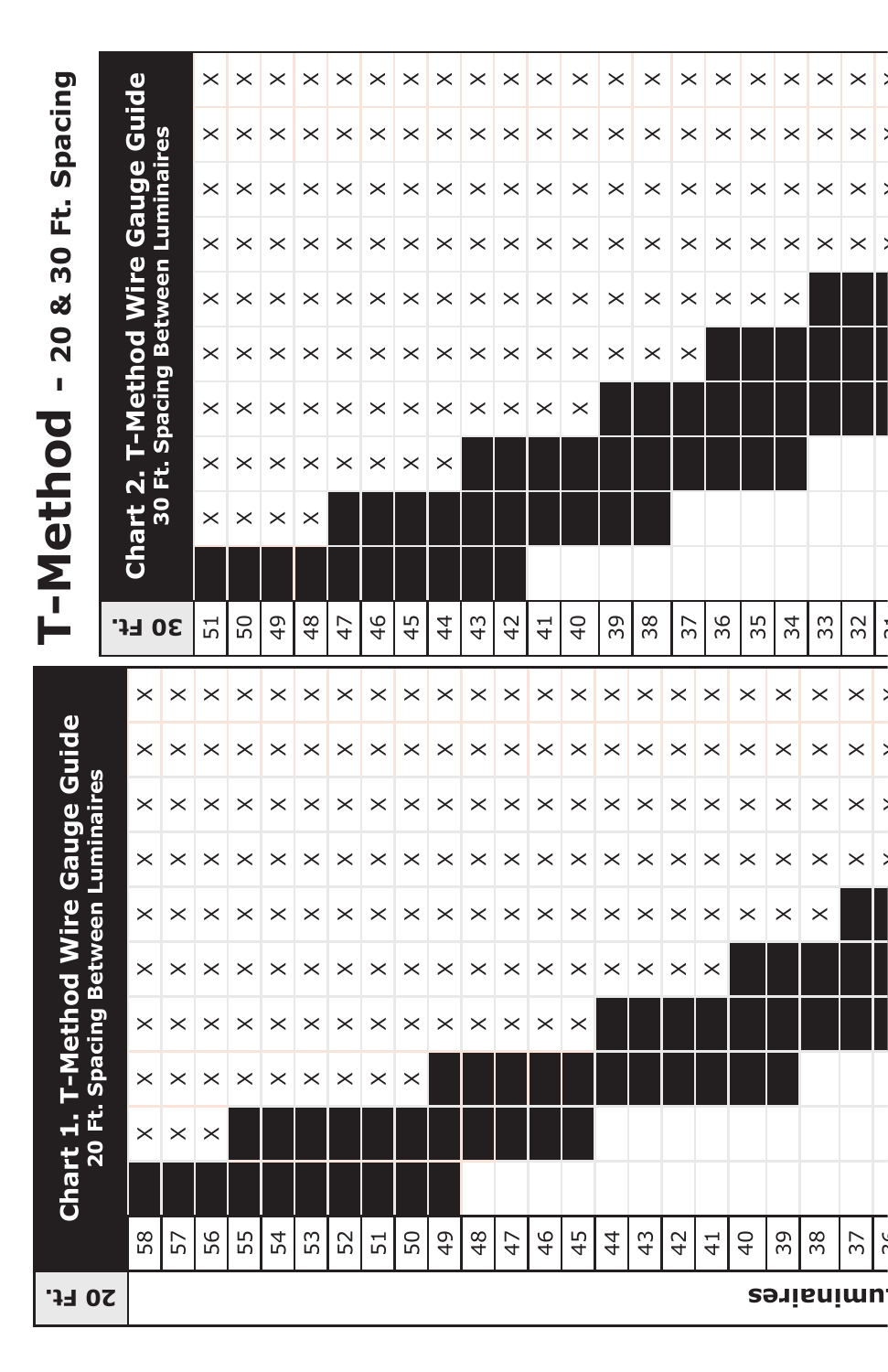# T-Method - 20 & 30 Ft. Spacing

## Chart 1. T-Method Wire Gauge Guide
**20 Ft. Spacing Between Luminaires**

| 20 Ft. Luminaires | | | | | | | | | | |
|---|---|---|---|---|---|---|---|---|---|---|
| 58 | ■ | × | × | × | × | × | × | × | × | × |
| 57 | ■ | × | × | × | × | × | × | × | × | × |
| 56 | ■ | × | × | × | × | × | × | × | × | × |
| 55 | ■ | ■ | × | × | × | × | × | × | × | × |
| 54 | ■ | ■ | × | × | × | × | × | × | × | × |
| 53 | ■ | ■ | × | × | × | × | × | × | × | × |
| 52 | ■ | ■ | × | × | × | × | × | × | × | × |
| 51 | ■ | ■ | × | × | × | × | × | × | × | × |
| 50 | ■ | ■ | × | × | × | × | × | × | × | × |
| 49 | ■ | ■ | ■ | × | × | × | × | × | × | × |
| 48 | | ■ | ■ | × | × | × | × | × | × | × |
| 47 | | ■ | ■ | × | × | × | × | × | × | × |
| 46 | | ■ | ■ | × | × | × | × | × | × | × |
| 45 | | ■ | ■ | × | × | × | × | × | × | × |
| 44 | | | ■ | ■ | × | × | × | × | × | × |
| 43 | | | ■ | ■ | × | × | × | × | × | × |
| 42 | | | ■ | ■ | × | × | × | × | × | × |
| 41 | | | ■ | ■ | × | × | × | × | × | × |
| 40 | | | ■ | ■ | ■ | × | × | × | × | × |
| 39 | | | ■ | ■ | ■ | × | × | × | × | × |
| 38 | | | | ■ | ■ | × | × | × | × | × |
| 37 | | | | ■ | ■ | ■ | × | × | × | × |

## Chart 2. T-Method Wire Gauge Guide
**30 Ft. Spacing Between Luminaires**

| 30 Ft. | | | | | | | | | | |
|---|---|---|---|---|---|---|---|---|---|---|
| 51 | ■ | × | × | × | × | × | × | × | × | × |
| 50 | ■ | × | × | × | × | × | × | × | × | × |
| 49 | ■ | × | × | × | × | × | × | × | × | × |
| 48 | ■ | × | × | × | × | × | × | × | × | × |
| 47 | ■ | ■ | × | × | × | × | × | × | × | × |
| 46 | ■ | ■ | × | × | × | × | × | × | × | × |
| 45 | ■ | ■ | × | × | × | × | × | × | × | × |
| 44 | ■ | ■ | × | × | × | × | × | × | × | × |
| 43 | ■ | ■ | ■ | × | × | × | × | × | × | × |
| 42 | ■ | ■ | ■ | × | × | × | × | × | × | × |
| 41 | | ■ | ■ | × | × | × | × | × | × | × |
| 40 | | ■ | ■ | × | × | × | × | × | × | × |
| 39 | | ■ | ■ | ■ | × | × | × | × | × | × |
| 38 | | ■ | ■ | ■ | × | × | × | × | × | × |
| 37 | | | ■ | ■ | × | × | × | × | × | × |
| 36 | | | ■ | ■ | ■ | × | × | × | × | × |
| 35 | | | ■ | ■ | ■ | × | × | × | × | × |
| 34 | | | ■ | ■ | ■ | × | × | × | × | × |
| 33 | | | | ■ | ■ | ■ | × | × | × | × |
| 32 | | | | ■ | ■ | ■ | × | × | × | × |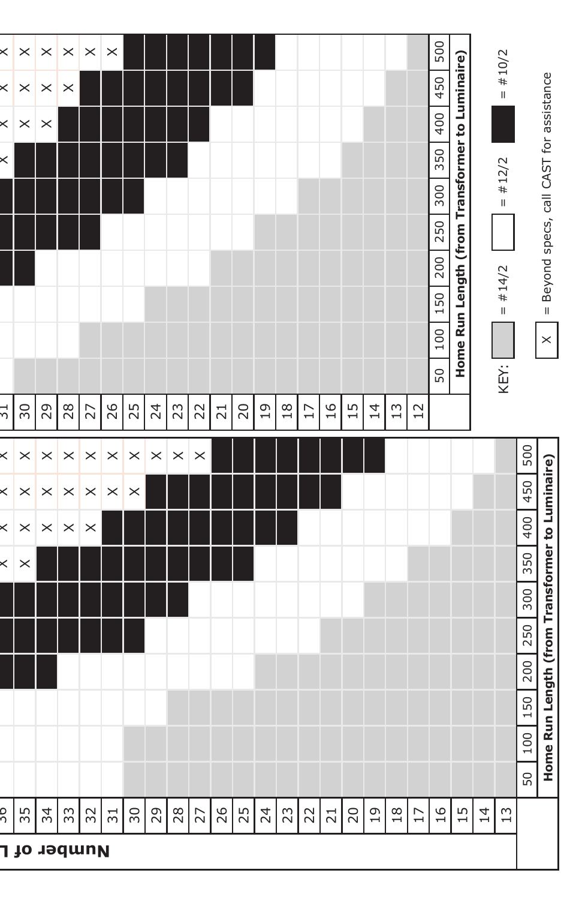| Number of L... | 50 | 100 | 150 | 200 | 250 | 300 | 350 | 400 | 450 | 500 |
|---|---|---|---|---|---|---|---|---|---|---|
| 35 | #12/2 | #12/2 | #12/2 | #10/2 | #10/2 | #10/2 | X | X | X | X |
| 34 | #12/2 | #12/2 | #12/2 | #10/2 | #10/2 | #10/2 | #10/2 | X | X | X |
| 33 | #12/2 | #12/2 | #12/2 | #12/2 | #10/2 | #10/2 | #10/2 | X | X | X |
| 32 | #12/2 | #12/2 | #12/2 | #12/2 | #10/2 | #10/2 | #10/2 | X | X | X |
| 31 | #12/2 | #12/2 | #12/2 | #12/2 | #10/2 | #10/2 | #10/2 | #10/2 | X | X |
| 30 | #14/2 | #14/2 | #12/2 | #12/2 | #10/2 | #10/2 | #10/2 | #10/2 | X | X |
| 29 | #14/2 | #14/2 | #12/2 | #12/2 | #12/2 | #10/2 | #10/2 | #10/2 | #10/2 | X |
| 28 | #14/2 | #14/2 | #14/2 | #12/2 | #12/2 | #10/2 | #10/2 | #10/2 | #10/2 | X |
| 27 | #14/2 | #14/2 | #14/2 | #12/2 | #12/2 | #12/2 | #10/2 | #10/2 | #10/2 | X |
| 26 | #14/2 | #14/2 | #14/2 | #12/2 | #12/2 | #12/2 | #10/2 | #10/2 | #10/2 | #10/2 |
| 25 | #14/2 | #14/2 | #14/2 | #12/2 | #12/2 | #12/2 | #10/2 | #10/2 | #10/2 | #10/2 |
| 24 | #14/2 | #14/2 | #14/2 | #14/2 | #12/2 | #12/2 | #12/2 | #10/2 | #10/2 | #10/2 |
| 23 | #14/2 | #14/2 | #14/2 | #14/2 | #12/2 | #12/2 | #12/2 | #10/2 | #10/2 | #10/2 |
| 22 | #14/2 | #14/2 | #14/2 | #14/2 | #12/2 | #12/2 | #12/2 | #12/2 | #10/2 | #10/2 |
| 21 | #14/2 | #14/2 | #14/2 | #14/2 | #14/2 | #12/2 | #12/2 | #12/2 | #10/2 | #10/2 |
| 20 | #14/2 | #14/2 | #14/2 | #14/2 | #14/2 | #12/2 | #12/2 | #12/2 | #12/2 | #10/2 |
| 19 | #14/2 | #14/2 | #14/2 | #14/2 | #14/2 | #14/2 | #12/2 | #12/2 | #12/2 | #10/2 |
| 18 | #14/2 | #14/2 | #14/2 | #14/2 | #14/2 | #14/2 | #12/2 | #12/2 | #12/2 | #12/2 |
| 17 | #14/2 | #14/2 | #14/2 | #14/2 | #14/2 | #14/2 | #14/2 | #12/2 | #12/2 | #12/2 |
| 16 | #14/2 | #14/2 | #14/2 | #14/2 | #14/2 | #14/2 | #14/2 | #12/2 | #12/2 | #12/2 |
| 15 | #14/2 | #14/2 | #14/2 | #14/2 | #14/2 | #14/2 | #14/2 | #14/2 | #12/2 | #12/2 |
| 14 | #14/2 | #14/2 | #14/2 | #14/2 | #14/2 | #14/2 | #14/2 | #14/2 | #14/2 | #12/2 |
| 13 | #14/2 | #14/2 | #14/2 | #14/2 | #14/2 | #14/2 | #14/2 | #14/2 | #14/2 | #14/2 |

**Home Run Length (from Transformer to Luminaire)**

| | 50 | 100 | 150 | 200 | 250 | 300 | 350 | 400 | 450 | 500 |
|---|---|---|---|---|---|---|---|---|---|---|
| 30 | #14/2 | #12/2 | #12/2 | #10/2 | #10/2 | #10/2 | #10/2 | X | X | X |
| 29 | #14/2 | #12/2 | #12/2 | #12/2 | #10/2 | #10/2 | #10/2 | X | X | X |
| 28 | #14/2 | #12/2 | #12/2 | #12/2 | #10/2 | #10/2 | #10/2 | #10/2 | X | X |
| 27 | #14/2 | #14/2 | #12/2 | #12/2 | #10/2 | #10/2 | #10/2 | #10/2 | #10/2 | X |
| 26 | #14/2 | #14/2 | #12/2 | #12/2 | #12/2 | #10/2 | #10/2 | #10/2 | #10/2 | X |
| 25 | #14/2 | #14/2 | #12/2 | #12/2 | #12/2 | #10/2 | #10/2 | #10/2 | #10/2 | #10/2 |
| 24 | #14/2 | #14/2 | #14/2 | #12/2 | #12/2 | #12/2 | #10/2 | #10/2 | #10/2 | #10/2 |
| 23 | #14/2 | #14/2 | #14/2 | #12/2 | #12/2 | #12/2 | #10/2 | #10/2 | #10/2 | #10/2 |
| 22 | #14/2 | #14/2 | #14/2 | #12/2 | #12/2 | #12/2 | #12/2 | #10/2 | #10/2 | #10/2 |
| 21 | #14/2 | #14/2 | #14/2 | #14/2 | #12/2 | #12/2 | #12/2 | #12/2 | #10/2 | #10/2 |
| 20 | #14/2 | #14/2 | #14/2 | #14/2 | #12/2 | #12/2 | #12/2 | #12/2 | #10/2 | #10/2 |
| 19 | #14/2 | #14/2 | #14/2 | #14/2 | #14/2 | #12/2 | #12/2 | #12/2 | #12/2 | #10/2 |
| 18 | #14/2 | #14/2 | #14/2 | #14/2 | #14/2 | #12/2 | #12/2 | #12/2 | #12/2 | #12/2 |
| 17 | #14/2 | #14/2 | #14/2 | #14/2 | #14/2 | #14/2 | #12/2 | #12/2 | #12/2 | #12/2 |
| 16 | #14/2 | #14/2 | #14/2 | #14/2 | #14/2 | #14/2 | #12/2 | #12/2 | #12/2 | #12/2 |
| 15 | #14/2 | #14/2 | #14/2 | #14/2 | #14/2 | #14/2 | #14/2 | #12/2 | #12/2 | #12/2 |
| 14 | #14/2 | #14/2 | #14/2 | #14/2 | #14/2 | #14/2 | #14/2 | #14/2 | #12/2 | #12/2 |
| 13 | #14/2 | #14/2 | #14/2 | #14/2 | #14/2 | #14/2 | #14/2 | #14/2 | #14/2 | #12/2 |
| 12 | #14/2 | #14/2 | #14/2 | #14/2 | #14/2 | #14/2 | #14/2 | #14/2 | #14/2 | #14/2 |

**Home Run Length (from Transformer to Luminaire)**

KEY: (gray) = #14/2 (white) = #12/2 (black) = #10/2

X = Beyond specs, call CAST for assistance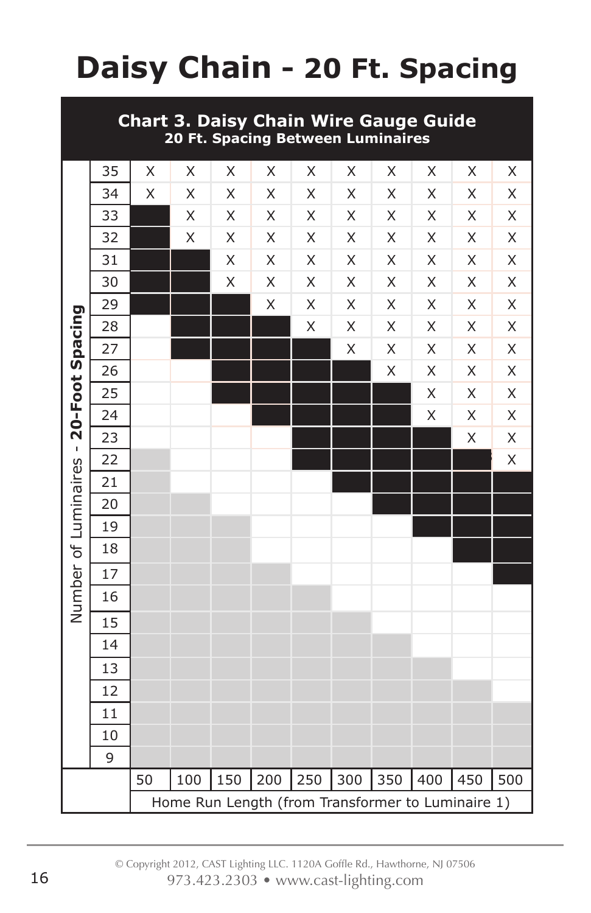# Daisy Chain - 20 Ft. Spacing

**Chart 3. Daisy Chain Wire Gauge Guide**
**20 Ft. Spacing Between Luminaires**

Shading key (added for transcription; not part of the original chart): ■ = black cell, ░ = gray cell, blank = white cell.

Rows: Number of Luminaires - **20-Foot Spacing**. Columns: Home Run Length (from Transformer to Luminaire 1).

| Number of Luminaires | 50 | 100 | 150 | 200 | 250 | 300 | 350 | 400 | 450 | 500 |
|---|---|---|---|---|---|---|---|---|---|---|
| 35 | X | X | X | X | X | X | X | X | X | X |
| 34 | X | X | X | X | X | X | X | X | X | X |
| 33 | ■ | X | X | X | X | X | X | X | X | X |
| 32 | ■ | X | X | X | X | X | X | X | X | X |
| 31 | ■ | ■ | X | X | X | X | X | X | X | X |
| 30 | ■ | ■ | X | X | X | X | X | X | X | X |
| 29 | ■ | ■ | ■ | X | X | X | X | X | X | X |
| 28 | | ■ | ■ | ■ | X | X | X | X | X | X |
| 27 | | ■ | ■ | ■ | ■ | X | X | X | X | X |
| 26 | | | ■ | ■ | ■ | ■ | X | X | X | X |
| 25 | | | ■ | ■ | ■ | ■ | ■ | X | X | X |
| 24 | | | | ■ | ■ | ■ | ■ | X | X | X |
| 23 | | | | | ■ | ■ | ■ | ■ | X | X |
| 22 | ░ | | | | ■ | ■ | ■ | ■ | ■ | X |
| 21 | ░ | | | | | ■ | ■ | ■ | ■ | ■ |
| 20 | ░ | ░ | | | | | ■ | ■ | ■ | ■ |
| 19 | ░ | ░ | ░ | | | | | ■ | ■ | ■ |
| 18 | ░ | ░ | ░ | | | | | | ■ | ■ |
| 17 | ░ | ░ | ░ | ░ | | | | | | ■ |
| 16 | ░ | ░ | ░ | ░ | ░ | | | | | |
| 15 | ░ | ░ | ░ | ░ | ░ | ░ | | | | |
| 14 | ░ | ░ | ░ | ░ | ░ | ░ | ░ | | | |
| 13 | ░ | ░ | ░ | ░ | ░ | ░ | ░ | ░ | | |
| 12 | ░ | ░ | ░ | ░ | ░ | ░ | ░ | ░ | ░ | |
| 11 | ░ | ░ | ░ | ░ | ░ | ░ | ░ | ░ | ░ | ░ |
| 10 | ░ | ░ | ░ | ░ | ░ | ░ | ░ | ░ | ░ | ░ |
| 9 | ░ | ░ | ░ | ░ | ░ | ░ | ░ | ░ | ░ | ░ |

© Copyright 2012, CAST Lighting LLC. 1120A Goffle Rd., Hawthorne, NJ 07506
973.423.2303 • www.cast-lighting.com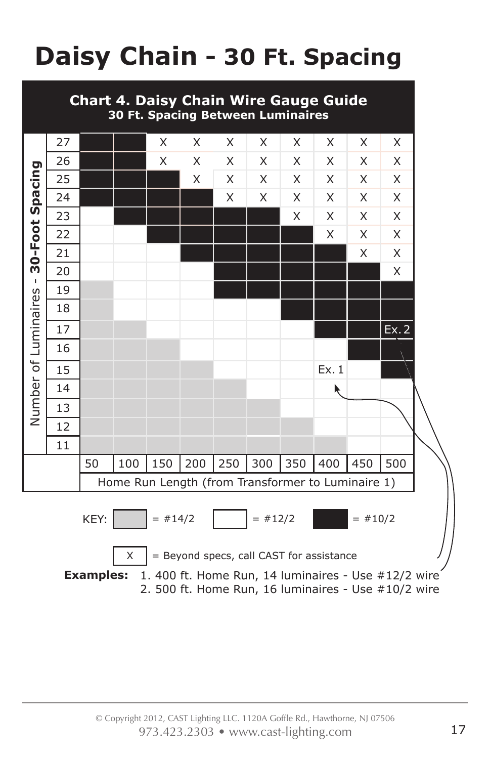# Daisy Chain - 30 Ft. Spacing

**Chart 4. Daisy Chain Wire Gauge Guide**
**30 Ft. Spacing Between Luminaires**

| Number of Luminaires - 30-Foot Spacing | 50 | 100 | 150 | 200 | 250 | 300 | 350 | 400 | 450 | 500 |
|---|---|---|---|---|---|---|---|---|---|---|
| 27 | #10/2 | #10/2 | X | X | X | X | X | X | X | X |
| 26 | #10/2 | #10/2 | X | X | X | X | X | X | X | X |
| 25 | #10/2 | #10/2 | #10/2 | X | X | X | X | X | X | X |
| 24 | #10/2 | #10/2 | #10/2 | #10/2 | X | X | X | X | X | X |
| 23 | #12/2 | #10/2 | #10/2 | #10/2 | #10/2 | #10/2 | X | X | X | X |
| 22 | #12/2 | #12/2 | #10/2 | #10/2 | #10/2 | #10/2 | #10/2 | X | X | X |
| 21 | #12/2 | #12/2 | #12/2 | #10/2 | #10/2 | #10/2 | #10/2 | #10/2 | X | X |
| 20 | #12/2 | #12/2 | #12/2 | #12/2 | #10/2 | #10/2 | #10/2 | #10/2 | #10/2 | X |
| 19 | #14/2 | #12/2 | #12/2 | #12/2 | #10/2 | #10/2 | #10/2 | #10/2 | #10/2 | #10/2 |
| 18 | #14/2 | #12/2 | #12/2 | #12/2 | #12/2 | #12/2 | #10/2 | #10/2 | #10/2 | #10/2 |
| 17 | #14/2 | #14/2 | #12/2 | #12/2 | #12/2 | #12/2 | #12/2 | #10/2 | #10/2 | #10/2 (Ex. 2) |
| 16 | #14/2 | #14/2 | #14/2 | #12/2 | #12/2 | #12/2 | #12/2 | #12/2 | #10/2 | #10/2 |
| 15 | #14/2 | #14/2 | #14/2 | #14/2 | #12/2 | #12/2 | #12/2 | #12/2 (Ex. 1) | #12/2 | #10/2 |
| 14 | #14/2 | #14/2 | #14/2 | #14/2 | #14/2 | #12/2 | #12/2 | #12/2 | #12/2 | #12/2 |
| 13 | #14/2 | #14/2 | #14/2 | #14/2 | #14/2 | #14/2 | #12/2 | #12/2 | #12/2 | #12/2 |
| 12 | #14/2 | #14/2 | #14/2 | #14/2 | #14/2 | #14/2 | #14/2 | #12/2 | #12/2 | #12/2 |
| 11 | #14/2 | #14/2 | #14/2 | #14/2 | #14/2 | #14/2 | #14/2 | #14/2 | #12/2 | #12/2 |

Home Run Length (from Transformer to Luminaire 1)

KEY: Gray = #14/2; White = #12/2; Black = #10/2

X = Beyond specs, call CAST for assistance

**Examples:**
1. 400 ft. Home Run, 14 luminaires - Use #12/2 wire
2. 500 ft. Home Run, 16 luminaires - Use #10/2 wire

© Copyright 2012, CAST Lighting LLC. 1120A Goffle Rd., Hawthorne, NJ 07506
973.423.2303 • www.cast-lighting.com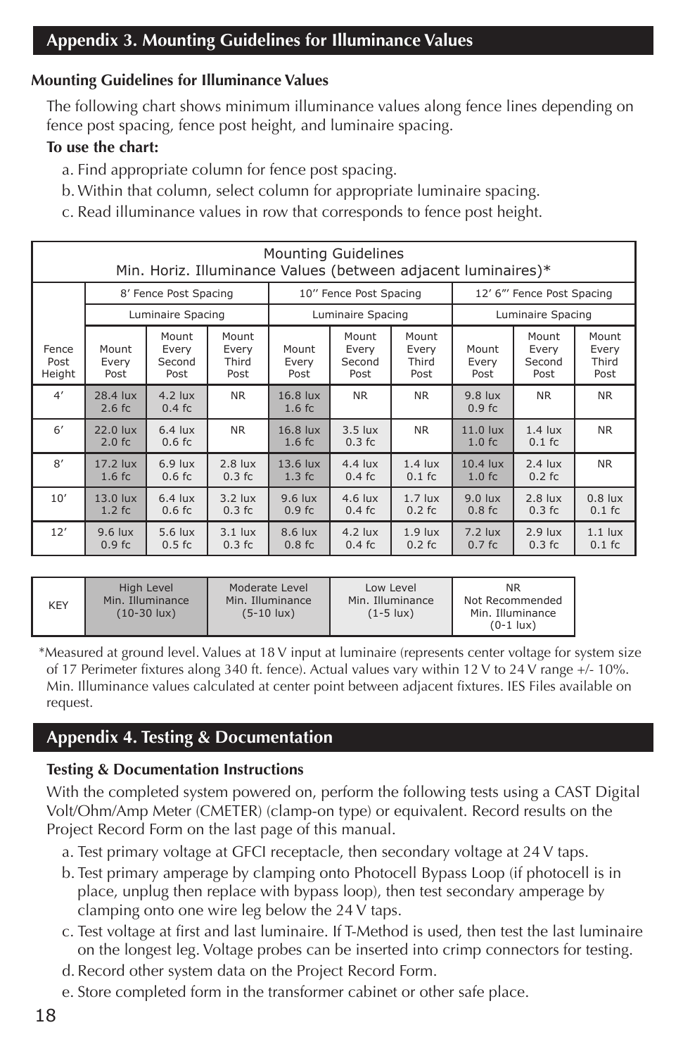## Appendix 3. Mounting Guidelines for Illuminance Values

### Mounting Guidelines for Illuminance Values

The following chart shows minimum illuminance values along fence lines depending on fence post spacing, fence post height, and luminaire spacing.

**To use the chart:**

a. Find appropriate column for fence post spacing.

b. Within that column, select column for appropriate luminaire spacing.

c. Read illuminance values in row that corresponds to fence post height.

| Mounting Guidelines<br>Min. Horiz. Illuminance Values (between adjacent luminaires)* | | | | | | | | | |
|---|---|---|---|---|---|---|---|---|---|
| | 8' Fence Post Spacing | | | 10'' Fence Post Spacing | | | 12' 6"' Fence Post Spacing | | |
| | Luminaire Spacing | | | Luminaire Spacing | | | Luminaire Spacing | | |
| Fence Post Height | Mount Every Post | Mount Every Second Post | Mount Every Third Post | Mount Every Post | Mount Every Second Post | Mount Every Third Post | Mount Every Post | Mount Every Second Post | Mount Every Third Post |
| 4' | 28.4 lux<br>2.6 fc | 4.2 lux<br>0.4 fc | NR | 16.8 lux<br>1.6 fc | NR | NR | 9.8 lux<br>0.9 fc | NR | NR |
| 6' | 22.0 lux<br>2.0 fc | 6.4 lux<br>0.6 fc | NR | 16.8 lux<br>1.6 fc | 3.5 lux<br>0.3 fc | NR | 11.0 lux<br>1.0 fc | 1.4 lux<br>0.1 fc | NR |
| 8' | 17.2 lux<br>1.6 fc | 6.9 lux<br>0.6 fc | 2.8 lux<br>0.3 fc | 13.6 lux<br>1.3 fc | 4.4 lux<br>0.4 fc | 1.4 lux<br>0.1 fc | 10.4 lux<br>1.0 fc | 2.4 lux<br>0.2 fc | NR |
| 10' | 13.0 lux<br>1.2 fc | 6.4 lux<br>0.6 fc | 3.2 lux<br>0.3 fc | 9.6 lux<br>0.9 fc | 4.6 lux<br>0.4 fc | 1.7 lux<br>0.2 fc | 9.0 lux<br>0.8 fc | 2.8 lux<br>0.3 fc | 0.8 lux<br>0.1 fc |
| 12' | 9.6 lux<br>0.9 fc | 5.6 lux<br>0.5 fc | 3.1 lux<br>0.3 fc | 8.6 lux<br>0.8 fc | 4.2 lux<br>0.4 fc | 1.9 lux<br>0.2 fc | 7.2 lux<br>0.7 fc | 2.9 lux<br>0.3 fc | 1.1 lux<br>0.1 fc |

| KEY | High Level Min. Illuminance (10-30 lux) | Moderate Level Min. Illuminance (5-10 lux) | Low Level Min. Illuminance (1-5 lux) | NR Not Recommended Min. Illuminance (0-1 lux) |
|---|---|---|---|---|

*Measured at ground level. Values at 18 V input at luminaire (represents center voltage for system size of 17 Perimeter fixtures along 340 ft. fence). Actual values vary within 12 V to 24 V range +/- 10%. Min. Illuminance values calculated at center point between adjacent fixtures. IES Files available on request.

## Appendix 4. Testing & Documentation

### Testing & Documentation Instructions

With the completed system powered on, perform the following tests using a CAST Digital Volt/Ohm/Amp Meter (CMETER) (clamp-on type) or equivalent. Record results on the Project Record Form on the last page of this manual.

a. Test primary voltage at GFCI receptacle, then secondary voltage at 24 V taps.

b. Test primary amperage by clamping onto Photocell Bypass Loop (if photocell is in place, unplug then replace with bypass loop), then test secondary amperage by clamping onto one wire leg below the 24 V taps.

c. Test voltage at first and last luminaire. If T-Method is used, then test the last luminaire on the longest leg. Voltage probes can be inserted into crimp connectors for testing.

d. Record other system data on the Project Record Form.

e. Store completed form in the transformer cabinet or other safe place.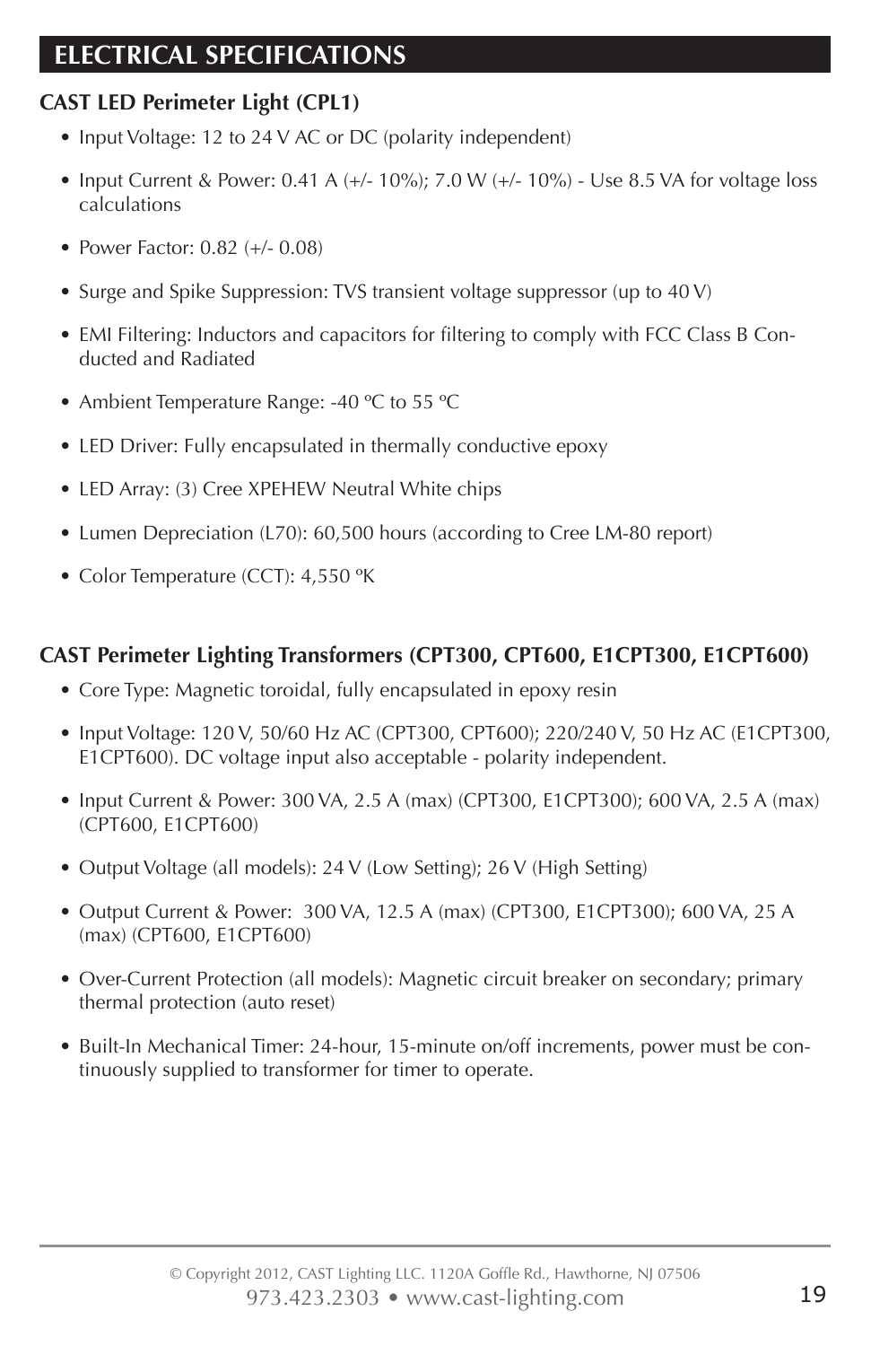# ELECTRICAL SPECIFICATIONS

**CAST LED Perimeter Light (CPL1)**

- Input Voltage: 12 to 24 V AC or DC (polarity independent)
- Input Current & Power: 0.41 A (+/- 10%); 7.0 W (+/- 10%) - Use 8.5 VA for voltage loss calculations
- Power Factor: 0.82 (+/- 0.08)
- Surge and Spike Suppression: TVS transient voltage suppressor (up to 40 V)
- EMI Filtering: Inductors and capacitors for filtering to comply with FCC Class B Conducted and Radiated
- Ambient Temperature Range: -40 ºC to 55 ºC
- LED Driver: Fully encapsulated in thermally conductive epoxy
- LED Array: (3) Cree XPEHEW Neutral White chips
- Lumen Depreciation (L70): 60,500 hours (according to Cree LM-80 report)
- Color Temperature (CCT): 4,550 ºK

**CAST Perimeter Lighting Transformers (CPT300, CPT600, E1CPT300, E1CPT600)**

- Core Type: Magnetic toroidal, fully encapsulated in epoxy resin
- Input Voltage: 120 V, 50/60 Hz AC (CPT300, CPT600); 220/240 V, 50 Hz AC (E1CPT300, E1CPT600). DC voltage input also acceptable - polarity independent.
- Input Current & Power: 300 VA, 2.5 A (max) (CPT300, E1CPT300); 600 VA, 2.5 A (max) (CPT600, E1CPT600)
- Output Voltage (all models): 24 V (Low Setting); 26 V (High Setting)
- Output Current & Power: 300 VA, 12.5 A (max) (CPT300, E1CPT300); 600 VA, 25 A (max) (CPT600, E1CPT600)
- Over-Current Protection (all models): Magnetic circuit breaker on secondary; primary thermal protection (auto reset)
- Built-In Mechanical Timer: 24-hour, 15-minute on/off increments, power must be continuously supplied to transformer for timer to operate.

© Copyright 2012, CAST Lighting LLC. 1120A Goffle Rd., Hawthorne, NJ 07506
973.423.2303 • www.cast-lighting.com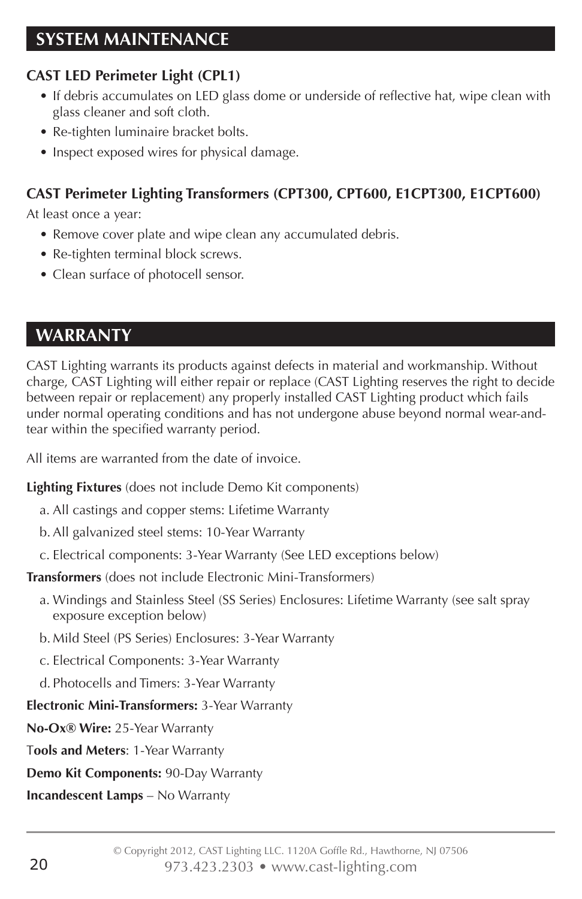## SYSTEM MAINTENANCE

**CAST LED Perimeter Light (CPL1)**

- If debris accumulates on LED glass dome or underside of reflective hat, wipe clean with glass cleaner and soft cloth.
- Re-tighten luminaire bracket bolts.
- Inspect exposed wires for physical damage.

**CAST Perimeter Lighting Transformers (CPT300, CPT600, E1CPT300, E1CPT600)**

At least once a year:

- Remove cover plate and wipe clean any accumulated debris.
- Re-tighten terminal block screws.
- Clean surface of photocell sensor.

## WARRANTY

CAST Lighting warrants its products against defects in material and workmanship. Without charge, CAST Lighting will either repair or replace (CAST Lighting reserves the right to decide between repair or replacement) any properly installed CAST Lighting product which fails under normal operating conditions and has not undergone abuse beyond normal wear-and-tear within the specified warranty period.

All items are warranted from the date of invoice.

**Lighting Fixtures** (does not include Demo Kit components)

a. All castings and copper stems: Lifetime Warranty

b. All galvanized steel stems: 10-Year Warranty

c. Electrical components: 3-Year Warranty (See LED exceptions below)

**Transformers** (does not include Electronic Mini-Transformers)

a. Windings and Stainless Steel (SS Series) Enclosures: Lifetime Warranty (see salt spray exposure exception below)

b. Mild Steel (PS Series) Enclosures: 3-Year Warranty

c. Electrical Components: 3-Year Warranty

d. Photocells and Timers: 3-Year Warranty

**Electronic Mini-Transformers:** 3-Year Warranty

**No-Ox® Wire:** 25-Year Warranty

**Tools and Meters**: 1-Year Warranty

**Demo Kit Components:** 90-Day Warranty

**Incandescent Lamps** – No Warranty

© Copyright 2012, CAST Lighting LLC. 1120A Goffle Rd., Hawthorne, NJ 07506
973.423.2303 • www.cast-lighting.com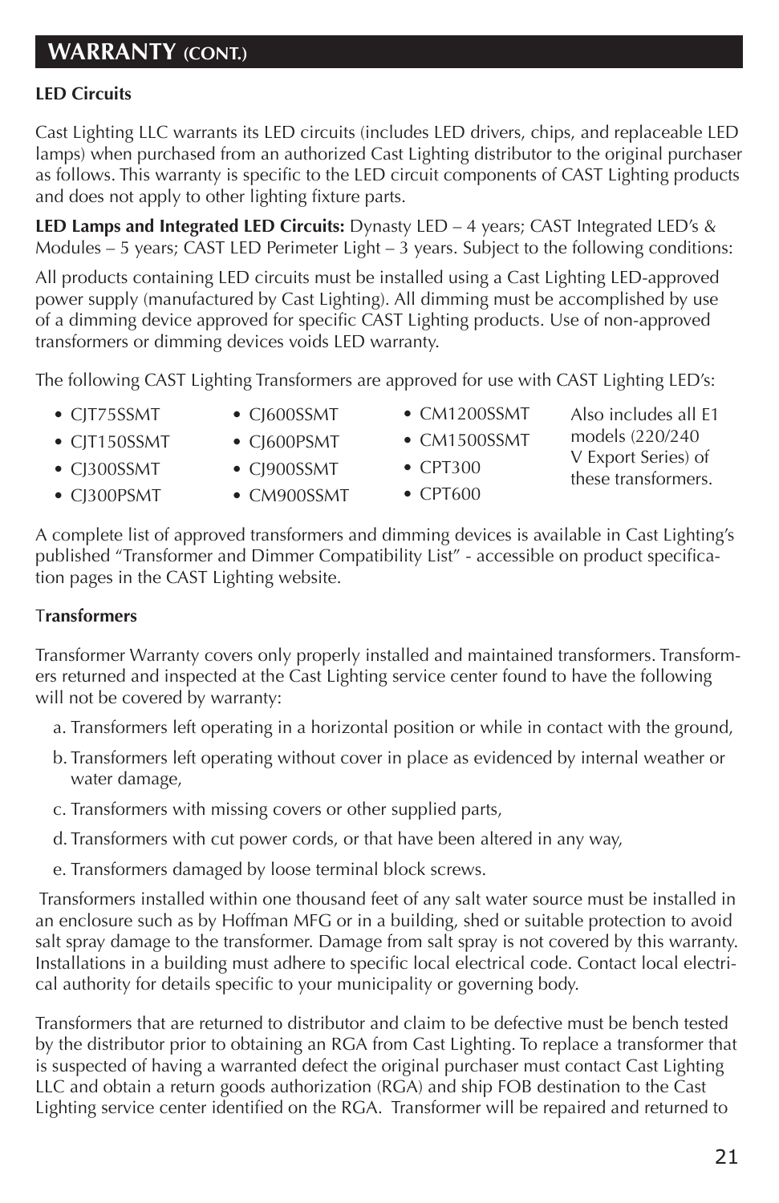## WARRANTY (CONT.)

**LED Circuits**

Cast Lighting LLC warrants its LED circuits (includes LED drivers, chips, and replaceable LED lamps) when purchased from an authorized Cast Lighting distributor to the original purchaser as follows. This warranty is specific to the LED circuit components of CAST Lighting products and does not apply to other lighting fixture parts.

**LED Lamps and Integrated LED Circuits:** Dynasty LED – 4 years; CAST Integrated LED's & Modules – 5 years; CAST LED Perimeter Light – 3 years. Subject to the following conditions:

All products containing LED circuits must be installed using a Cast Lighting LED-approved power supply (manufactured by Cast Lighting). All dimming must be accomplished by use of a dimming device approved for specific CAST Lighting products. Use of non-approved transformers or dimming devices voids LED warranty.

The following CAST Lighting Transformers are approved for use with CAST Lighting LED's:

- CJT75SSMT
- CJT150SSMT
- CJ300SSMT
- CJ300PSMT
- CJ600SSMT
- CJ600PSMT
- CJ900SSMT
- CM900SSMT
- CM1200SSMT
- CM1500SSMT
- CPT300
- CPT600

Also includes all E1 models (220/240 V Export Series) of these transformers.

A complete list of approved transformers and dimming devices is available in Cast Lighting's published "Transformer and Dimmer Compatibility List" - accessible on product specification pages in the CAST Lighting website.

**Transformers**

Transformer Warranty covers only properly installed and maintained transformers. Transformers returned and inspected at the Cast Lighting service center found to have the following will not be covered by warranty:

a. Transformers left operating in a horizontal position or while in contact with the ground,

b. Transformers left operating without cover in place as evidenced by internal weather or water damage,

c. Transformers with missing covers or other supplied parts,

d. Transformers with cut power cords, or that have been altered in any way,

e. Transformers damaged by loose terminal block screws.

Transformers installed within one thousand feet of any salt water source must be installed in an enclosure such as by Hoffman MFG or in a building, shed or suitable protection to avoid salt spray damage to the transformer. Damage from salt spray is not covered by this warranty. Installations in a building must adhere to specific local electrical code. Contact local electrical authority for details specific to your municipality or governing body.

Transformers that are returned to distributor and claim to be defective must be bench tested by the distributor prior to obtaining an RGA from Cast Lighting. To replace a transformer that is suspected of having a warranted defect the original purchaser must contact Cast Lighting LLC and obtain a return goods authorization (RGA) and ship FOB destination to the Cast Lighting service center identified on the RGA. Transformer will be repaired and returned to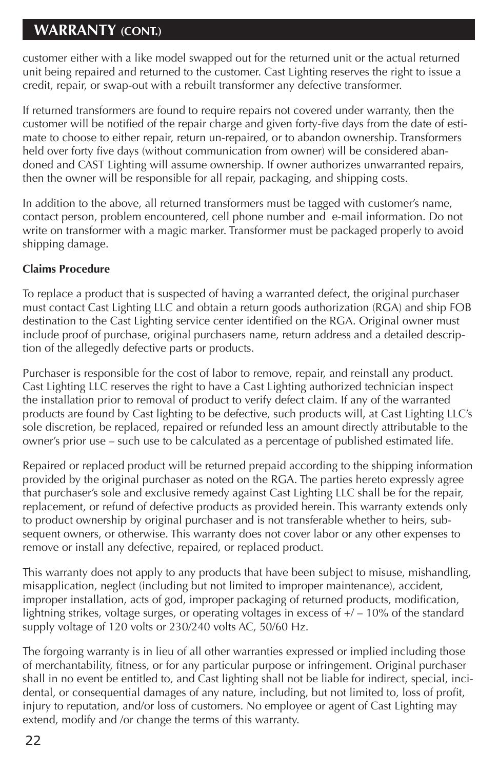## WARRANTY (CONT.)

customer either with a like model swapped out for the returned unit or the actual returned unit being repaired and returned to the customer. Cast Lighting reserves the right to issue a credit, repair, or swap-out with a rebuilt transformer any defective transformer.

If returned transformers are found to require repairs not covered under warranty, then the customer will be notified of the repair charge and given forty-five days from the date of estimate to choose to either repair, return un-repaired, or to abandon ownership. Transformers held over forty five days (without communication from owner) will be considered abandoned and CAST Lighting will assume ownership. If owner authorizes unwarranted repairs, then the owner will be responsible for all repair, packaging, and shipping costs.

In addition to the above, all returned transformers must be tagged with customer's name, contact person, problem encountered, cell phone number and e-mail information. Do not write on transformer with a magic marker. Transformer must be packaged properly to avoid shipping damage.

**Claims Procedure**

To replace a product that is suspected of having a warranted defect, the original purchaser must contact Cast Lighting LLC and obtain a return goods authorization (RGA) and ship FOB destination to the Cast Lighting service center identified on the RGA. Original owner must include proof of purchase, original purchasers name, return address and a detailed description of the allegedly defective parts or products.

Purchaser is responsible for the cost of labor to remove, repair, and reinstall any product. Cast Lighting LLC reserves the right to have a Cast Lighting authorized technician inspect the installation prior to removal of product to verify defect claim. If any of the warranted products are found by Cast lighting to be defective, such products will, at Cast Lighting LLC's sole discretion, be replaced, repaired or refunded less an amount directly attributable to the owner's prior use – such use to be calculated as a percentage of published estimated life.

Repaired or replaced product will be returned prepaid according to the shipping information provided by the original purchaser as noted on the RGA. The parties hereto expressly agree that purchaser's sole and exclusive remedy against Cast Lighting LLC shall be for the repair, replacement, or refund of defective products as provided herein. This warranty extends only to product ownership by original purchaser and is not transferable whether to heirs, subsequent owners, or otherwise. This warranty does not cover labor or any other expenses to remove or install any defective, repaired, or replaced product.

This warranty does not apply to any products that have been subject to misuse, mishandling, misapplication, neglect (including but not limited to improper maintenance), accident, improper installation, acts of god, improper packaging of returned products, modification, lightning strikes, voltage surges, or operating voltages in excess of +/ – 10% of the standard supply voltage of 120 volts or 230/240 volts AC, 50/60 Hz.

The forgoing warranty is in lieu of all other warranties expressed or implied including those of merchantability, fitness, or for any particular purpose or infringement. Original purchaser shall in no event be entitled to, and Cast lighting shall not be liable for indirect, special, incidental, or consequential damages of any nature, including, but not limited to, loss of profit, injury to reputation, and/or loss of customers. No employee or agent of Cast Lighting may extend, modify and /or change the terms of this warranty.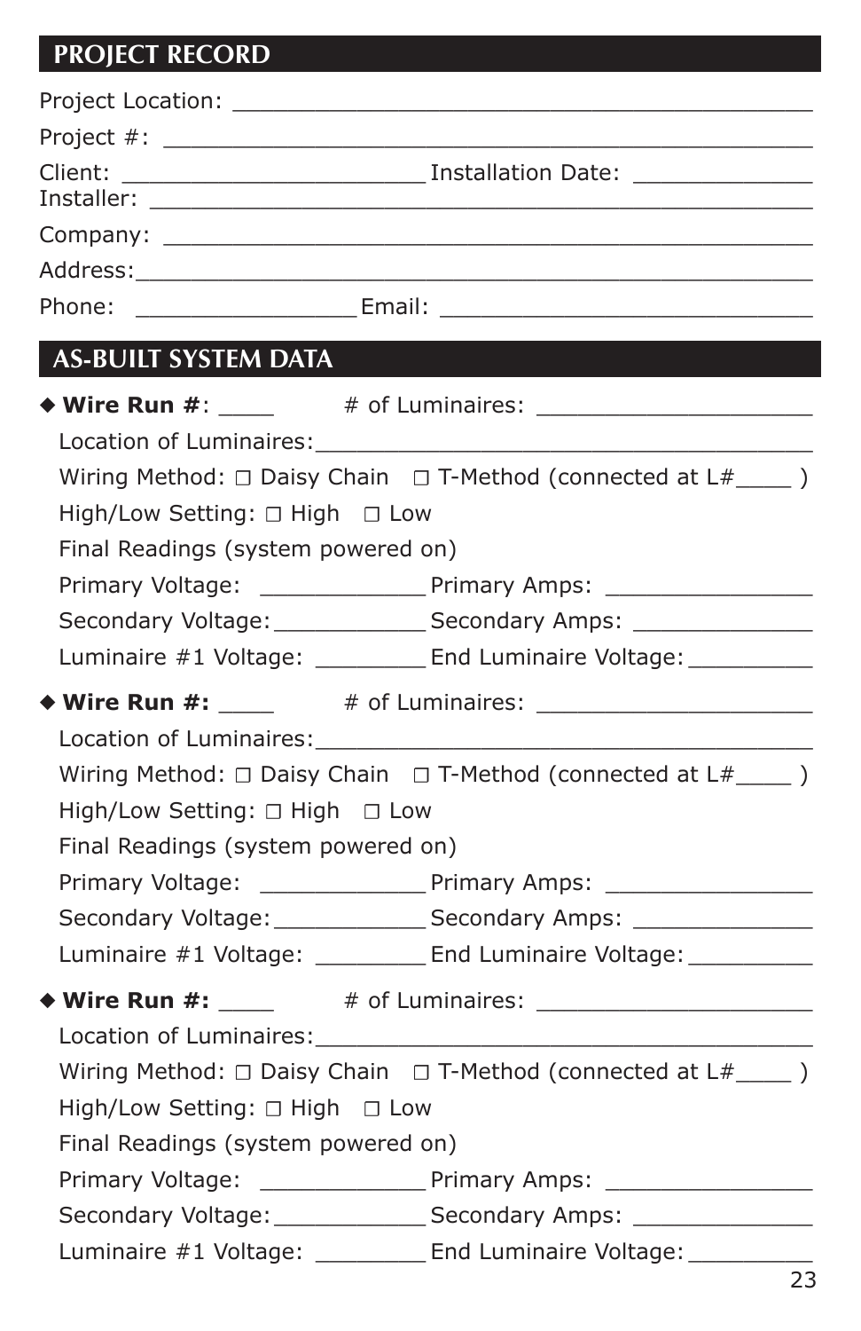## PROJECT RECORD

Project Location: ____________________________________________

Project #: ____________________________________________

Client: ______________________ Installation Date: _____________

Installer: ____________________________________________

Company: ____________________________________________

Address:____________________________________________

Phone: _______________ Email: ___________________________

## AS-BUILT SYSTEM DATA

◆ **Wire Run #**: ____ # of Luminaires: ____________________

Location of Luminaires:____________________________________

Wiring Method: ☐ Daisy Chain ☐ T-Method (connected at L#____ )

High/Low Setting: ☐ High ☐ Low

Final Readings (system powered on)

Primary Voltage: ____________ Primary Amps: _______________

Secondary Voltage:___________ Secondary Amps: _____________

Luminaire #1 Voltage: ________ End Luminaire Voltage:_________

◆ **Wire Run #:** ____ # of Luminaires: ____________________

Location of Luminaires:____________________________________

Wiring Method: ☐ Daisy Chain ☐ T-Method (connected at L#____ )

High/Low Setting: ☐ High ☐ Low

Final Readings (system powered on)

Primary Voltage: ____________ Primary Amps: _______________

Secondary Voltage:___________ Secondary Amps: _____________

Luminaire #1 Voltage: ________ End Luminaire Voltage:_________

◆ **Wire Run #:** ____ # of Luminaires: ____________________

Location of Luminaires:____________________________________

Wiring Method: ☐ Daisy Chain ☐ T-Method (connected at L#____ )

High/Low Setting: ☐ High ☐ Low

Final Readings (system powered on)

Primary Voltage: ____________ Primary Amps: _______________

Secondary Voltage:___________ Secondary Amps: _____________

Luminaire #1 Voltage: ________ End Luminaire Voltage:_________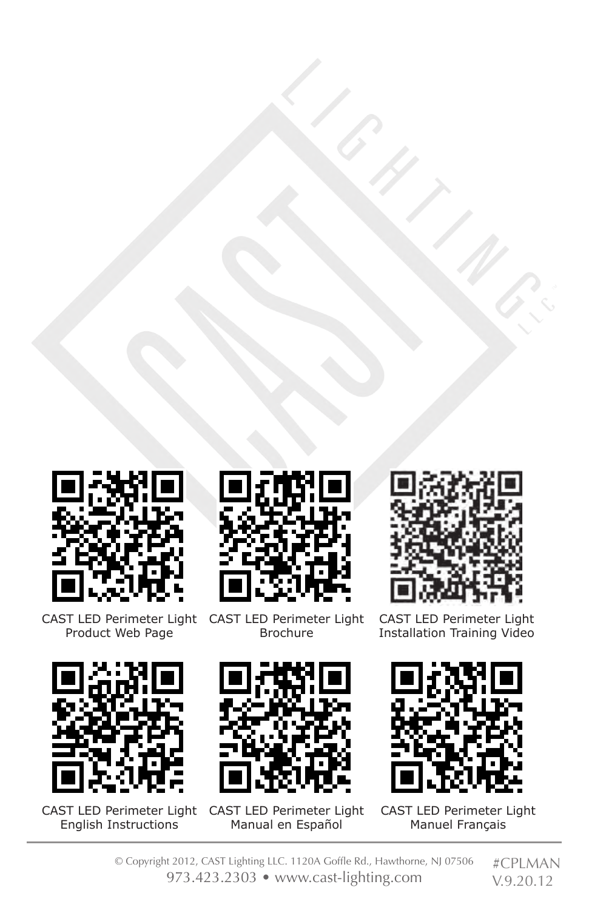CAST LED Perimeter Light
Product Web Page

CAST LED Perimeter Light
Brochure

CAST LED Perimeter Light
Installation Training Video

CAST LED Perimeter Light
English Instructions

CAST LED Perimeter Light
Manual en Español

CAST LED Perimeter Light
Manuel Français

© Copyright 2012, CAST Lighting LLC. 1120A Goffle Rd., Hawthorne, NJ 07506
973.423.2303 • www.cast-lighting.com

#CPLMAN
V.9.20.12